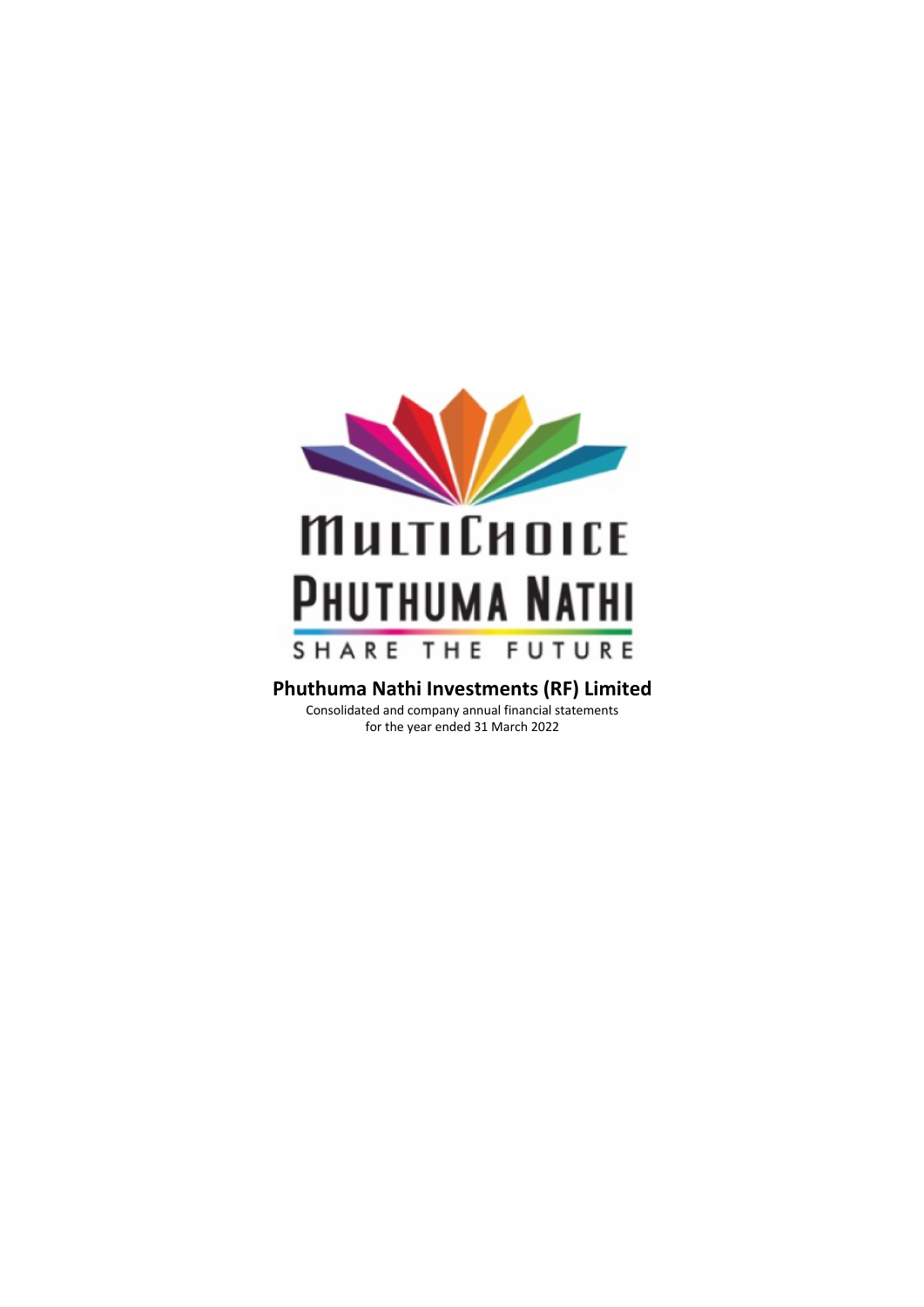# Phuthuma Nathi Investments (RF) Limited

Consolidated and company annual financial statements
for the year ended 31 March 2022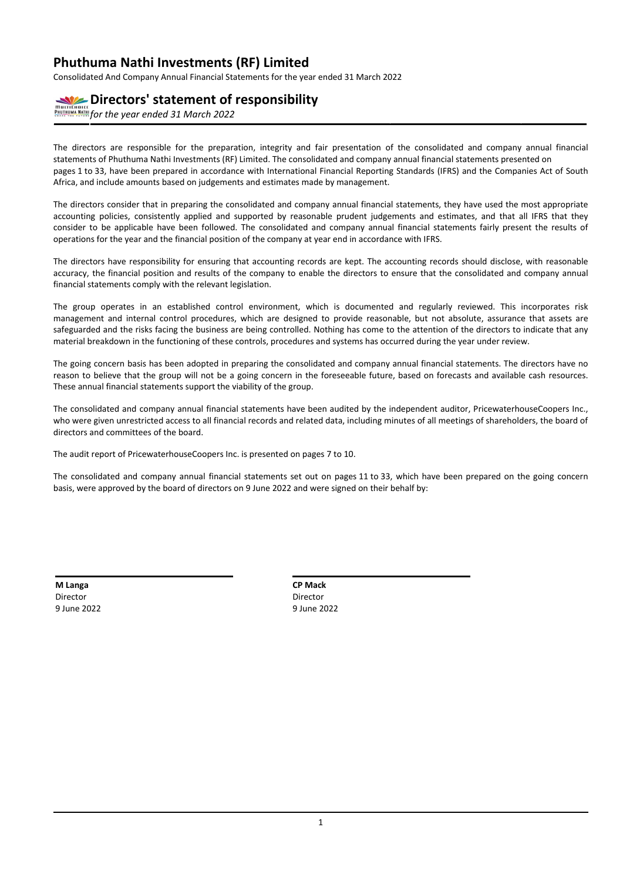# Phuthuma Nathi Investments (RF) Limited

Consolidated And Company Annual Financial Statements for the year ended 31 March 2022

## Directors' statement of responsibility

*for the year ended 31 March 2022*

The directors are responsible for the preparation, integrity and fair presentation of the consolidated and company annual financial statements of Phuthuma Nathi Investments (RF) Limited. The consolidated and company annual financial statements presented on pages 1 to 33, have been prepared in accordance with International Financial Reporting Standards (IFRS) and the Companies Act of South Africa, and include amounts based on judgements and estimates made by management.

The directors consider that in preparing the consolidated and company annual financial statements, they have used the most appropriate accounting policies, consistently applied and supported by reasonable prudent judgements and estimates, and that all IFRS that they consider to be applicable have been followed. The consolidated and company annual financial statements fairly present the results of operations for the year and the financial position of the company at year end in accordance with IFRS.

The directors have responsibility for ensuring that accounting records are kept. The accounting records should disclose, with reasonable accuracy, the financial position and results of the company to enable the directors to ensure that the consolidated and company annual financial statements comply with the relevant legislation.

The group operates in an established control environment, which is documented and regularly reviewed. This incorporates risk management and internal control procedures, which are designed to provide reasonable, but not absolute, assurance that assets are safeguarded and the risks facing the business are being controlled. Nothing has come to the attention of the directors to indicate that any material breakdown in the functioning of these controls, procedures and systems has occurred during the year under review.

The going concern basis has been adopted in preparing the consolidated and company annual financial statements. The directors have no reason to believe that the group will not be a going concern in the foreseeable future, based on forecasts and available cash resources. These annual financial statements support the viability of the group.

The consolidated and company annual financial statements have been audited by the independent auditor, PricewaterhouseCoopers Inc., who were given unrestricted access to all financial records and related data, including minutes of all meetings of shareholders, the board of directors and committees of the board.

The audit report of PricewaterhouseCoopers Inc. is presented on pages 7 to 10.

The consolidated and company annual financial statements set out on pages 11 to 33, which have been prepared on the going concern basis, were approved by the board of directors on 9 June 2022 and were signed on their behalf by:

**M Langa**
Director
9 June 2022

**CP Mack**
Director
9 June 2022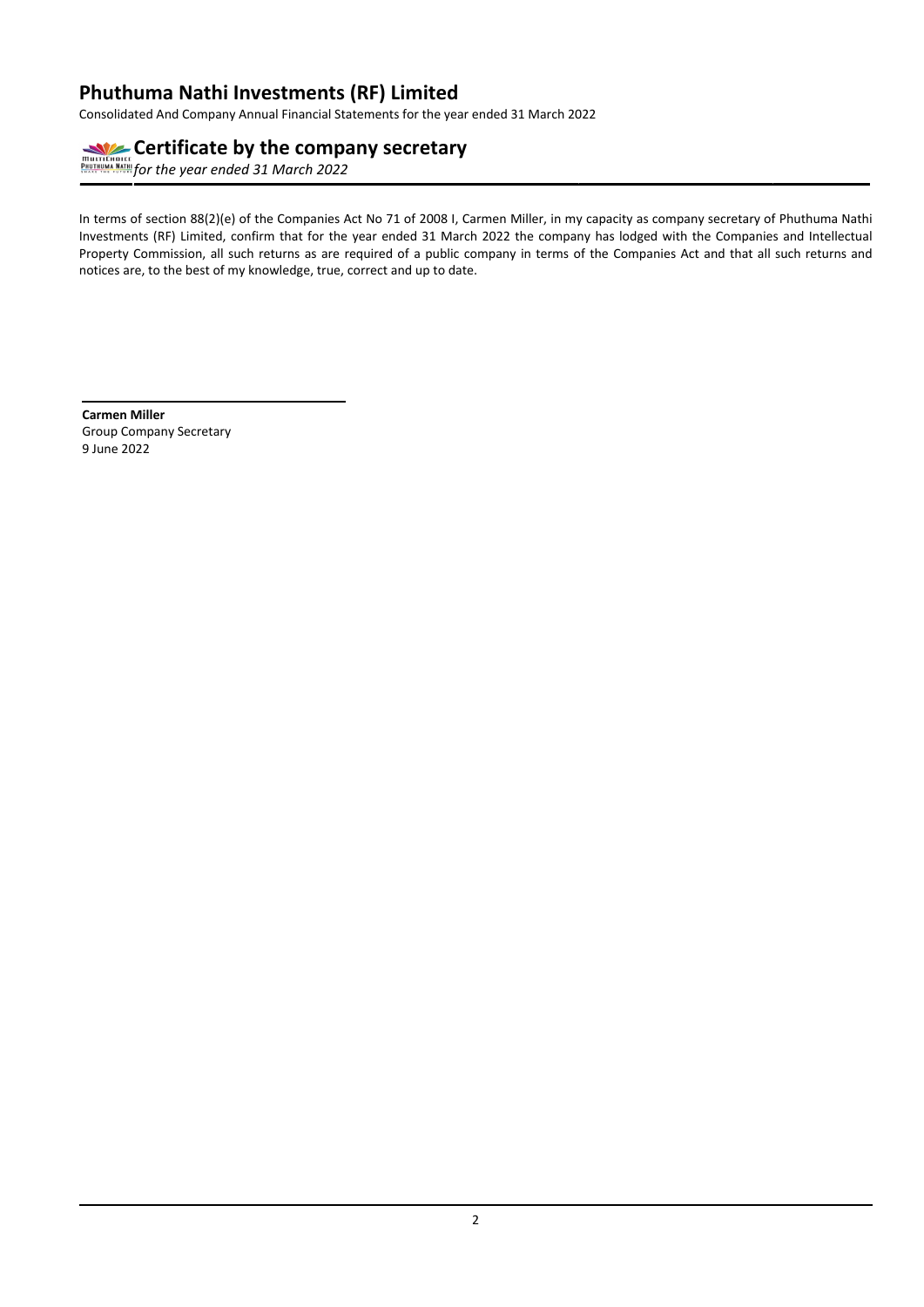# Certificate by the company secretary

*for the year ended 31 March 2022*

In terms of section 88(2)(e) of the Companies Act No 71 of 2008 I, Carmen Miller, in my capacity as company secretary of Phuthuma Nathi Investments (RF) Limited, confirm that for the year ended 31 March 2022 the company has lodged with the Companies and Intellectual Property Commission, all such returns as are required of a public company in terms of the Companies Act and that all such returns and notices are, to the best of my knowledge, true, correct and up to date.

**Carmen Miller**
Group Company Secretary
9 June 2022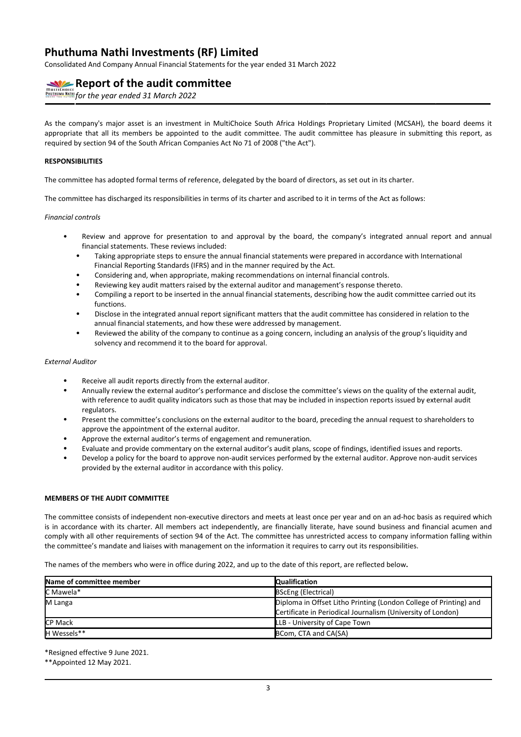# Phuthuma Nathi Investments (RF) Limited

Consolidated And Company Annual Financial Statements for the year ended 31 March 2022

## Report of the audit committee

*for the year ended 31 March 2022*

As the company's major asset is an investment in MultiChoice South Africa Holdings Proprietary Limited (MCSAH), the board deems it appropriate that all its members be appointed to the audit committee. The audit committee has pleasure in submitting this report, as required by section 94 of the South African Companies Act No 71 of 2008 ("the Act").

**RESPONSIBILITIES**

The committee has adopted formal terms of reference, delegated by the board of directors, as set out in its charter.

The committee has discharged its responsibilities in terms of its charter and ascribed to it in terms of the Act as follows:

*Financial controls*

- Review and approve for presentation to and approval by the board, the company's integrated annual report and annual financial statements. These reviews included:
  - Taking appropriate steps to ensure the annual financial statements were prepared in accordance with International Financial Reporting Standards (IFRS) and in the manner required by the Act.
  - Considering and, when appropriate, making recommendations on internal financial controls.
  - Reviewing key audit matters raised by the external auditor and management's response thereto.
  - Compiling a report to be inserted in the annual financial statements, describing how the audit committee carried out its functions.
  - Disclose in the integrated annual report significant matters that the audit committee has considered in relation to the annual financial statements, and how these were addressed by management.
  - Reviewed the ability of the company to continue as a going concern, including an analysis of the group's liquidity and solvency and recommend it to the board for approval.

*External Auditor*

- Receive all audit reports directly from the external auditor.
- Annually review the external auditor's performance and disclose the committee's views on the quality of the external audit, with reference to audit quality indicators such as those that may be included in inspection reports issued by external audit regulators.
- Present the committee's conclusions on the external auditor to the board, preceding the annual request to shareholders to approve the appointment of the external auditor.
- Approve the external auditor's terms of engagement and remuneration.
- Evaluate and provide commentary on the external auditor's audit plans, scope of findings, identified issues and reports.
- Develop a policy for the board to approve non-audit services performed by the external auditor. Approve non-audit services provided by the external auditor in accordance with this policy.

**MEMBERS OF THE AUDIT COMMITTEE**

The committee consists of independent non-executive directors and meets at least once per year and on an ad-hoc basis as required which is in accordance with its charter. All members act independently, are financially literate, have sound business and financial acumen and comply with all other requirements of section 94 of the Act. The committee has unrestricted access to company information falling within the committee's mandate and liaises with management on the information it requires to carry out its responsibilities.

The names of the members who were in office during 2022, and up to the date of this report, are reflected below**.**

| Name of committee member | Qualification |
|---|---|
| C Mawela* | BScEng (Electrical) |
| M Langa | Diploma in Offset Litho Printing (London College of Printing) and Certificate in Periodical Journalism (University of London) |
| CP Mack | LLB - University of Cape Town |
| H Wessels** | BCom, CTA and CA(SA) |

*Resigned effective 9 June 2021.

**Appointed 12 May 2021.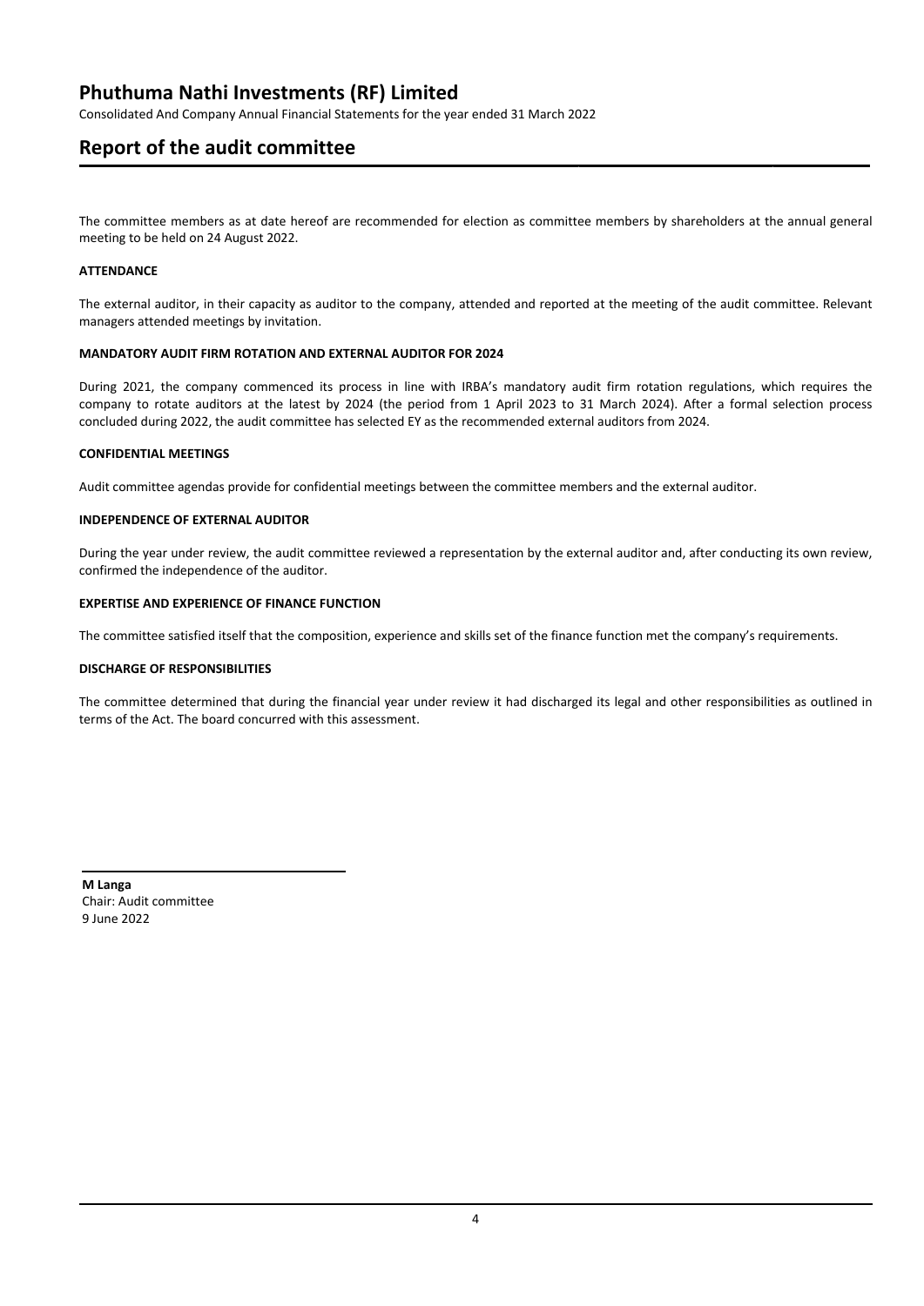# Phuthuma Nathi Investments (RF) Limited

Consolidated And Company Annual Financial Statements for the year ended 31 March 2022

## Report of the audit committee

The committee members as at date hereof are recommended for election as committee members by shareholders at the annual general meeting to be held on 24 August 2022.

### ATTENDANCE

The external auditor, in their capacity as auditor to the company, attended and reported at the meeting of the audit committee. Relevant managers attended meetings by invitation.

### MANDATORY AUDIT FIRM ROTATION AND EXTERNAL AUDITOR FOR 2024

During 2021, the company commenced its process in line with IRBA's mandatory audit firm rotation regulations, which requires the company to rotate auditors at the latest by 2024 (the period from 1 April 2023 to 31 March 2024). After a formal selection process concluded during 2022, the audit committee has selected EY as the recommended external auditors from 2024.

### CONFIDENTIAL MEETINGS

Audit committee agendas provide for confidential meetings between the committee members and the external auditor.

### INDEPENDENCE OF EXTERNAL AUDITOR

During the year under review, the audit committee reviewed a representation by the external auditor and, after conducting its own review, confirmed the independence of the auditor.

### EXPERTISE AND EXPERIENCE OF FINANCE FUNCTION

The committee satisfied itself that the composition, experience and skills set of the finance function met the company's requirements.

### DISCHARGE OF RESPONSIBILITIES

The committee determined that during the financial year under review it had discharged its legal and other responsibilities as outlined in terms of the Act. The board concurred with this assessment.

**M Langa**
Chair: Audit committee
9 June 2022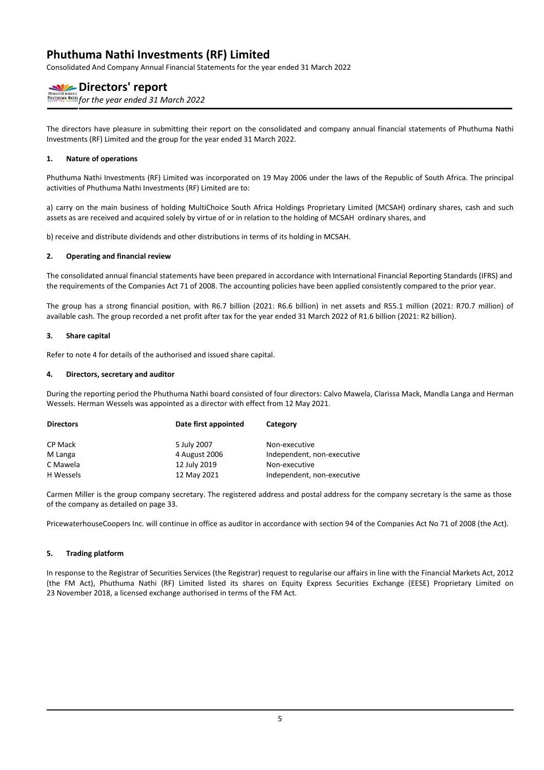# Phuthuma Nathi Investments (RF) Limited

Consolidated And Company Annual Financial Statements for the year ended 31 March 2022

## Directors' report

*for the year ended 31 March 2022*

The directors have pleasure in submitting their report on the consolidated and company annual financial statements of Phuthuma Nathi Investments (RF) Limited and the group for the year ended 31 March 2022.

### 1. Nature of operations

Phuthuma Nathi Investments (RF) Limited was incorporated on 19 May 2006 under the laws of the Republic of South Africa. The principal activities of Phuthuma Nathi Investments (RF) Limited are to:

a) carry on the main business of holding MultiChoice South Africa Holdings Proprietary Limited (MCSAH) ordinary shares, cash and such assets as are received and acquired solely by virtue of or in relation to the holding of MCSAH ordinary shares, and

b) receive and distribute dividends and other distributions in terms of its holding in MCSAH.

### 2. Operating and financial review

The consolidated annual financial statements have been prepared in accordance with International Financial Reporting Standards (IFRS) and the requirements of the Companies Act 71 of 2008. The accounting policies have been applied consistently compared to the prior year.

The group has a strong financial position, with R6.7 billion (2021: R6.6 billion) in net assets and R55.1 million (2021: R70.7 million) of available cash. The group recorded a net profit after tax for the year ended 31 March 2022 of R1.6 billion (2021: R2 billion).

### 3. Share capital

Refer to note 4 for details of the authorised and issued share capital.

### 4. Directors, secretary and auditor

During the reporting period the Phuthuma Nathi board consisted of four directors: Calvo Mawela, Clarissa Mack, Mandla Langa and Herman Wessels. Herman Wessels was appointed as a director with effect from 12 May 2021.

| Directors | Date first appointed | Category |
|---|---|---|
| CP Mack | 5 July 2007 | Non-executive |
| M Langa | 4 August 2006 | Independent, non-executive |
| C Mawela | 12 July 2019 | Non-executive |
| H Wessels | 12 May 2021 | Independent, non-executive |

Carmen Miller is the group company secretary. The registered address and postal address for the company secretary is the same as those of the company as detailed on page 33.

PricewaterhouseCoopers Inc. will continue in office as auditor in accordance with section 94 of the Companies Act No 71 of 2008 (the Act).

### 5. Trading platform

In response to the Registrar of Securities Services (the Registrar) request to regularise our affairs in line with the Financial Markets Act, 2012 (the FM Act), Phuthuma Nathi (RF) Limited listed its shares on Equity Express Securities Exchange (EESE) Proprietary Limited on 23 November 2018, a licensed exchange authorised in terms of the FM Act.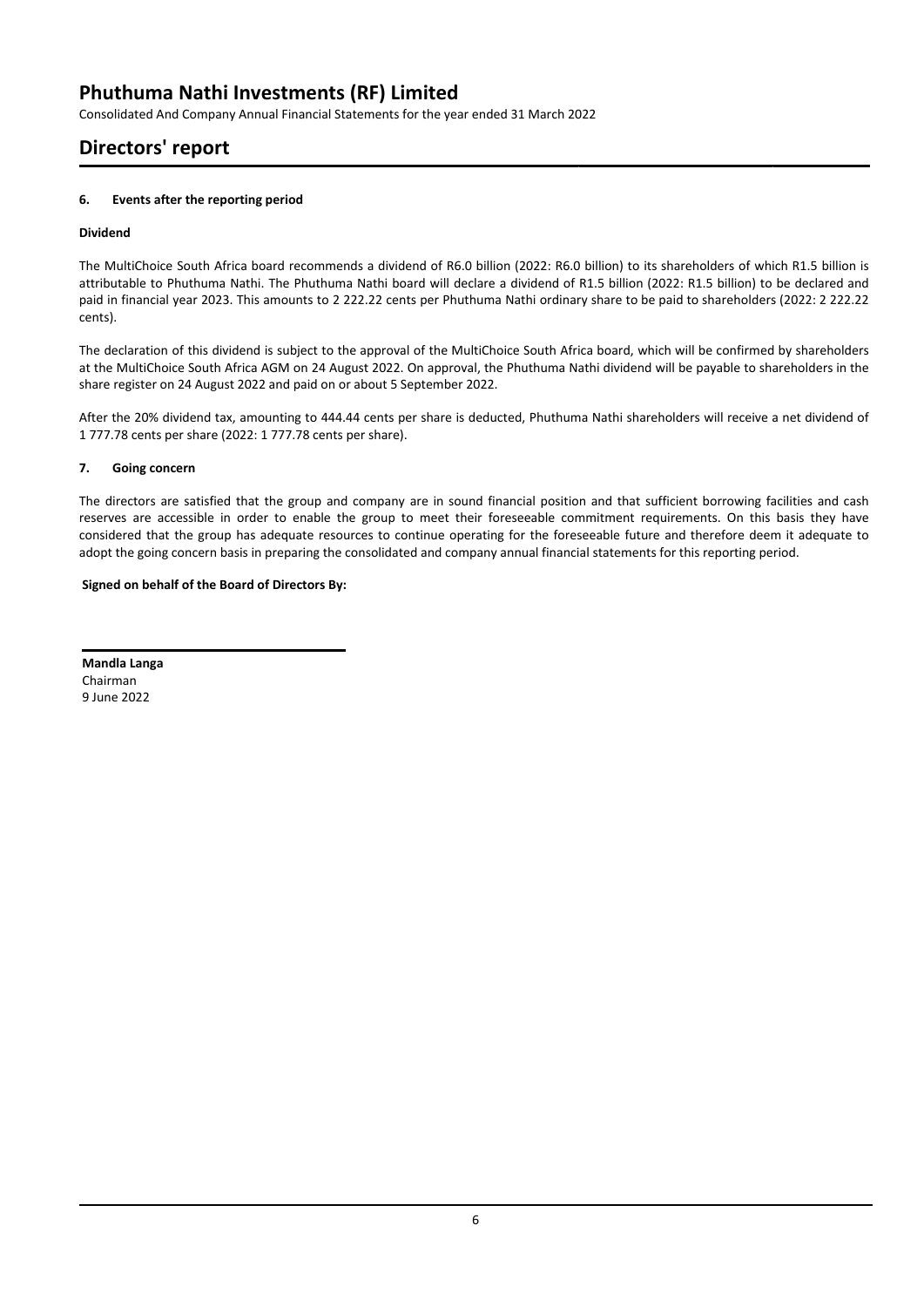# Phuthuma Nathi Investments (RF) Limited

Consolidated And Company Annual Financial Statements for the year ended 31 March 2022

## Directors' report

### 6. Events after the reporting period

**Dividend**

The MultiChoice South Africa board recommends a dividend of R6.0 billion (2022: R6.0 billion) to its shareholders of which R1.5 billion is attributable to Phuthuma Nathi. The Phuthuma Nathi board will declare a dividend of R1.5 billion (2022: R1.5 billion) to be declared and paid in financial year 2023. This amounts to 2 222.22 cents per Phuthuma Nathi ordinary share to be paid to shareholders (2022: 2 222.22 cents).

The declaration of this dividend is subject to the approval of the MultiChoice South Africa board, which will be confirmed by shareholders at the MultiChoice South Africa AGM on 24 August 2022. On approval, the Phuthuma Nathi dividend will be payable to shareholders in the share register on 24 August 2022 and paid on or about 5 September 2022.

After the 20% dividend tax, amounting to 444.44 cents per share is deducted, Phuthuma Nathi shareholders will receive a net dividend of 1 777.78 cents per share (2022: 1 777.78 cents per share).

### 7. Going concern

The directors are satisfied that the group and company are in sound financial position and that sufficient borrowing facilities and cash reserves are accessible in order to enable the group to meet their foreseeable commitment requirements. On this basis they have considered that the group has adequate resources to continue operating for the foreseeable future and therefore deem it adequate to adopt the going concern basis in preparing the consolidated and company annual financial statements for this reporting period.

**Signed on behalf of the Board of Directors By:**

**Mandla Langa**
Chairman
9 June 2022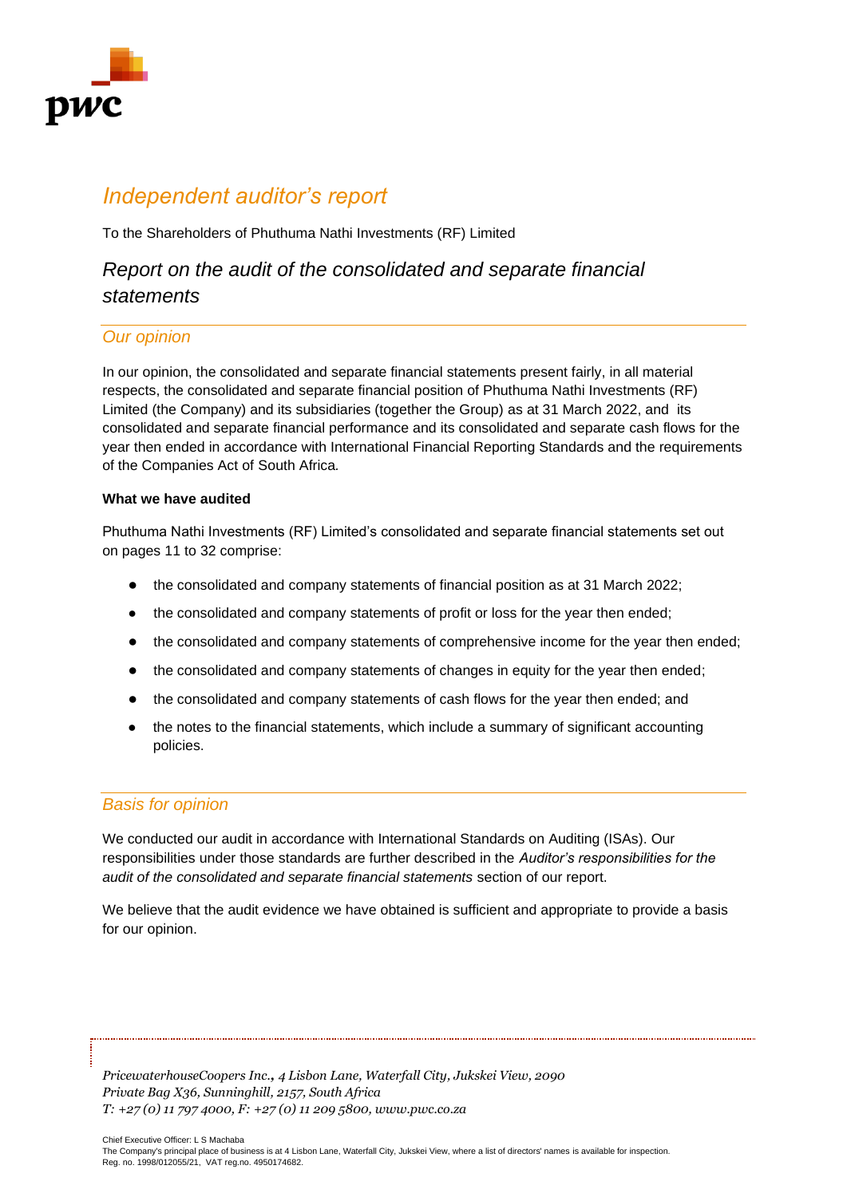# Independent auditor's report

To the Shareholders of Phuthuma Nathi Investments (RF) Limited

## Report on the audit of the consolidated and separate financial statements

### Our opinion

In our opinion, the consolidated and separate financial statements present fairly, in all material respects, the consolidated and separate financial position of Phuthuma Nathi Investments (RF) Limited (the Company) and its subsidiaries (together the Group) as at 31 March 2022, and its consolidated and separate financial performance and its consolidated and separate cash flows for the year then ended in accordance with International Financial Reporting Standards and the requirements of the Companies Act of South Africa.

**What we have audited**

Phuthuma Nathi Investments (RF) Limited's consolidated and separate financial statements set out on pages 11 to 32 comprise:

- the consolidated and company statements of financial position as at 31 March 2022;
- the consolidated and company statements of profit or loss for the year then ended;
- the consolidated and company statements of comprehensive income for the year then ended;
- the consolidated and company statements of changes in equity for the year then ended;
- the consolidated and company statements of cash flows for the year then ended; and
- the notes to the financial statements, which include a summary of significant accounting policies.

### Basis for opinion

We conducted our audit in accordance with International Standards on Auditing (ISAs). Our responsibilities under those standards are further described in the *Auditor's responsibilities for the audit of the consolidated and separate financial statements* section of our report.

We believe that the audit evidence we have obtained is sufficient and appropriate to provide a basis for our opinion.

*PricewaterhouseCoopers Inc., 4 Lisbon Lane, Waterfall City, Jukskei View, 2090*
*Private Bag X36, Sunninghill, 2157, South Africa*
*T: +27 (0) 11 797 4000, F: +27 (0) 11 209 5800, www.pwc.co.za*

Chief Executive Officer: L S Machaba
The Company's principal place of business is at 4 Lisbon Lane, Waterfall City, Jukskei View, where a list of directors' names is available for inspection.
Reg. no. 1998/012055/21, VAT reg.no. 4950174682.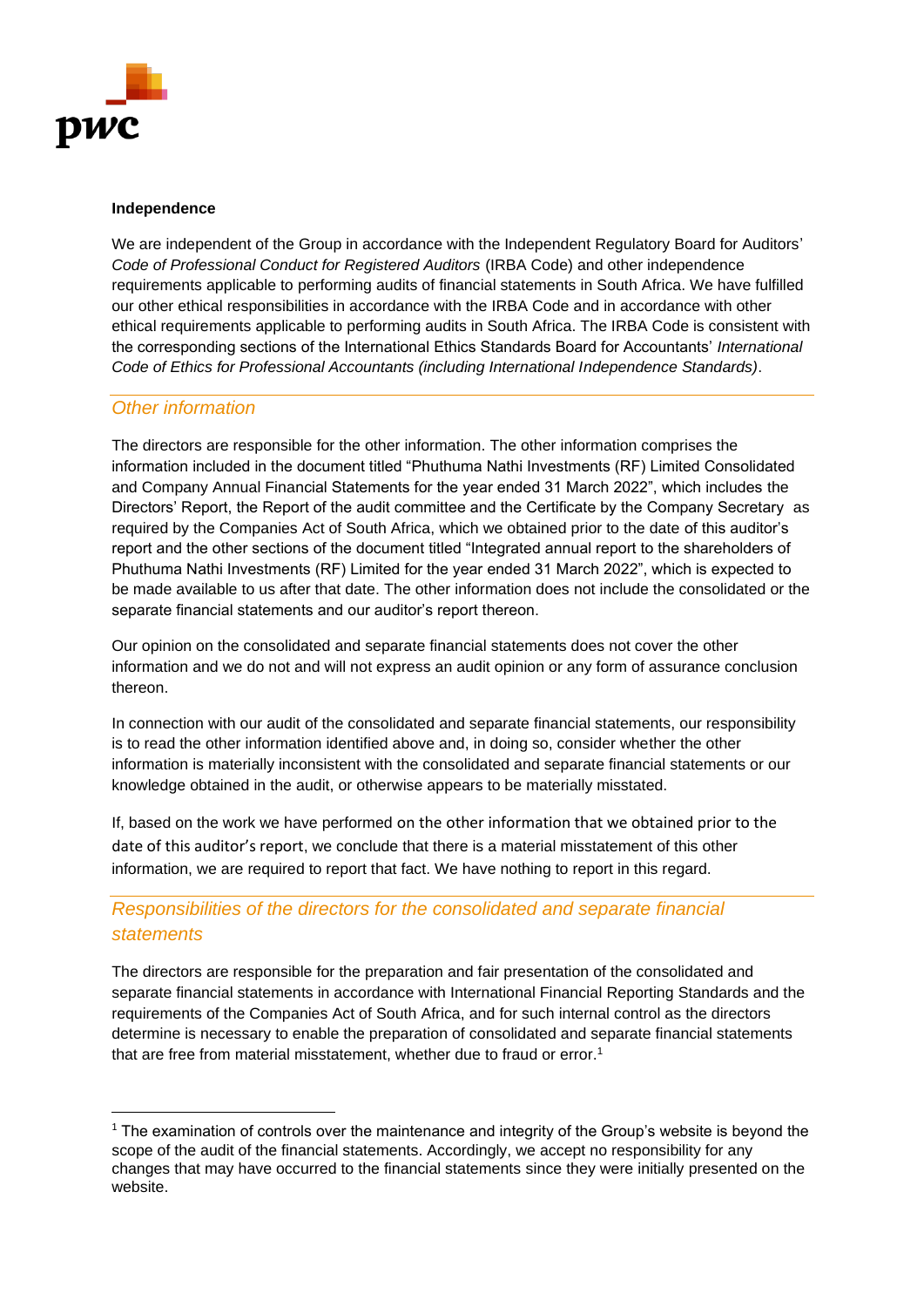**Independence**

We are independent of the Group in accordance with the Independent Regulatory Board for Auditors' *Code of Professional Conduct for Registered Auditors* (IRBA Code) and other independence requirements applicable to performing audits of financial statements in South Africa. We have fulfilled our other ethical responsibilities in accordance with the IRBA Code and in accordance with other ethical requirements applicable to performing audits in South Africa. The IRBA Code is consistent with the corresponding sections of the International Ethics Standards Board for Accountants' *International Code of Ethics for Professional Accountants (including International Independence Standards)*.

## *Other information*

The directors are responsible for the other information. The other information comprises the information included in the document titled "Phuthuma Nathi Investments (RF) Limited Consolidated and Company Annual Financial Statements for the year ended 31 March 2022", which includes the Directors' Report, the Report of the audit committee and the Certificate by the Company Secretary as required by the Companies Act of South Africa, which we obtained prior to the date of this auditor's report and the other sections of the document titled "Integrated annual report to the shareholders of Phuthuma Nathi Investments (RF) Limited for the year ended 31 March 2022", which is expected to be made available to us after that date. The other information does not include the consolidated or the separate financial statements and our auditor's report thereon.

Our opinion on the consolidated and separate financial statements does not cover the other information and we do not and will not express an audit opinion or any form of assurance conclusion thereon.

In connection with our audit of the consolidated and separate financial statements, our responsibility is to read the other information identified above and, in doing so, consider whether the other information is materially inconsistent with the consolidated and separate financial statements or our knowledge obtained in the audit, or otherwise appears to be materially misstated.

If, based on the work we have performed on the other information that we obtained prior to the date of this auditor's report, we conclude that there is a material misstatement of this other information, we are required to report that fact. We have nothing to report in this regard.

## *Responsibilities of the directors for the consolidated and separate financial statements*

The directors are responsible for the preparation and fair presentation of the consolidated and separate financial statements in accordance with International Financial Reporting Standards and the requirements of the Companies Act of South Africa, and for such internal control as the directors determine is necessary to enable the preparation of consolidated and separate financial statements that are free from material misstatement, whether due to fraud or error.[1]

---

[1] The examination of controls over the maintenance and integrity of the Group's website is beyond the scope of the audit of the financial statements. Accordingly, we accept no responsibility for any changes that may have occurred to the financial statements since they were initially presented on the website.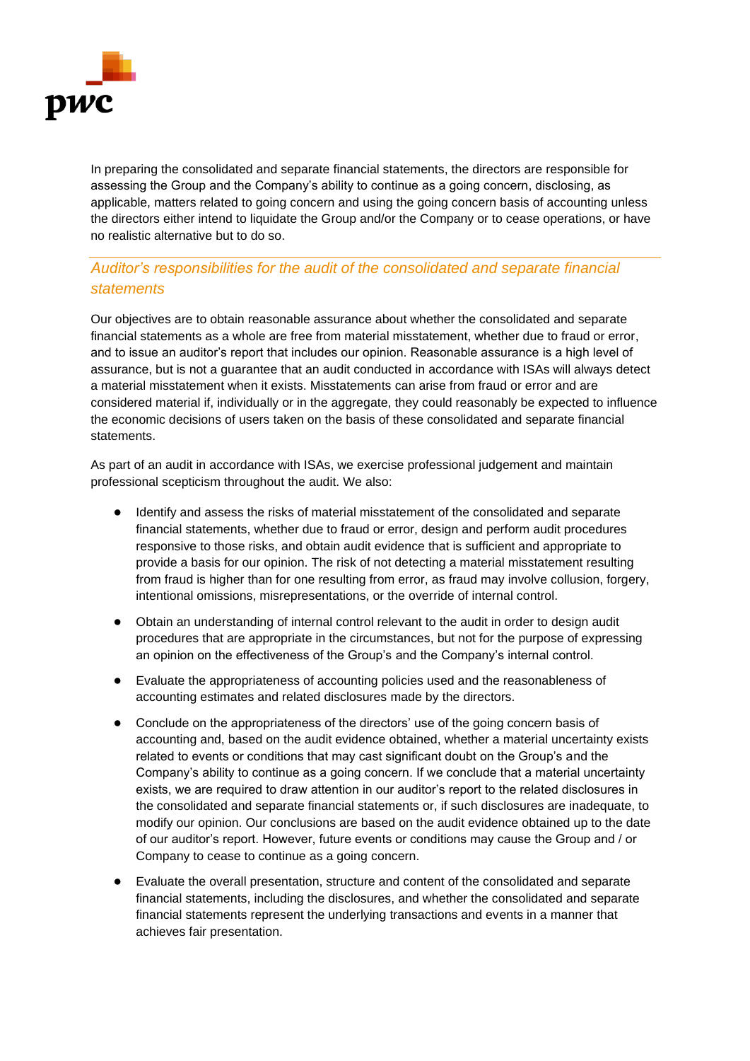In preparing the consolidated and separate financial statements, the directors are responsible for assessing the Group and the Company's ability to continue as a going concern, disclosing, as applicable, matters related to going concern and using the going concern basis of accounting unless the directors either intend to liquidate the Group and/or the Company or to cease operations, or have no realistic alternative but to do so.

## *Auditor's responsibilities for the audit of the consolidated and separate financial statements*

Our objectives are to obtain reasonable assurance about whether the consolidated and separate financial statements as a whole are free from material misstatement, whether due to fraud or error, and to issue an auditor's report that includes our opinion. Reasonable assurance is a high level of assurance, but is not a guarantee that an audit conducted in accordance with ISAs will always detect a material misstatement when it exists. Misstatements can arise from fraud or error and are considered material if, individually or in the aggregate, they could reasonably be expected to influence the economic decisions of users taken on the basis of these consolidated and separate financial statements.

As part of an audit in accordance with ISAs, we exercise professional judgement and maintain professional scepticism throughout the audit. We also:

- Identify and assess the risks of material misstatement of the consolidated and separate financial statements, whether due to fraud or error, design and perform audit procedures responsive to those risks, and obtain audit evidence that is sufficient and appropriate to provide a basis for our opinion. The risk of not detecting a material misstatement resulting from fraud is higher than for one resulting from error, as fraud may involve collusion, forgery, intentional omissions, misrepresentations, or the override of internal control.

- Obtain an understanding of internal control relevant to the audit in order to design audit procedures that are appropriate in the circumstances, but not for the purpose of expressing an opinion on the effectiveness of the Group's and the Company's internal control.

- Evaluate the appropriateness of accounting policies used and the reasonableness of accounting estimates and related disclosures made by the directors.

- Conclude on the appropriateness of the directors' use of the going concern basis of accounting and, based on the audit evidence obtained, whether a material uncertainty exists related to events or conditions that may cast significant doubt on the Group's and the Company's ability to continue as a going concern. If we conclude that a material uncertainty exists, we are required to draw attention in our auditor's report to the related disclosures in the consolidated and separate financial statements or, if such disclosures are inadequate, to modify our opinion. Our conclusions are based on the audit evidence obtained up to the date of our auditor's report. However, future events or conditions may cause the Group and / or Company to cease to continue as a going concern.

- Evaluate the overall presentation, structure and content of the consolidated and separate financial statements, including the disclosures, and whether the consolidated and separate financial statements represent the underlying transactions and events in a manner that achieves fair presentation.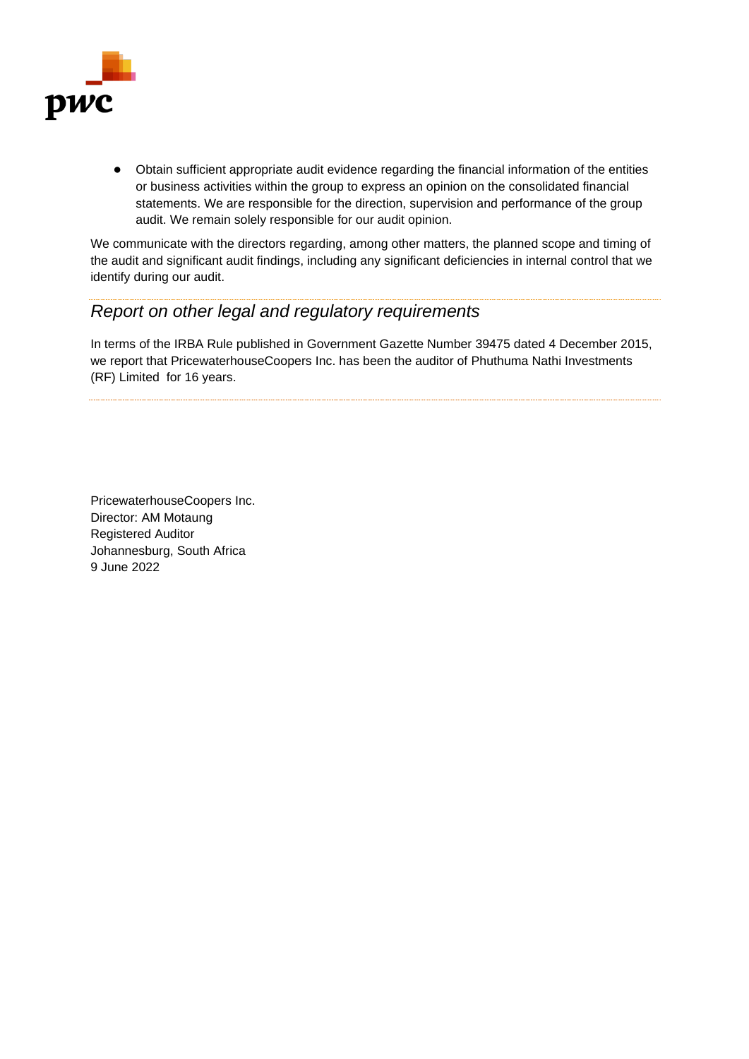- Obtain sufficient appropriate audit evidence regarding the financial information of the entities or business activities within the group to express an opinion on the consolidated financial statements. We are responsible for the direction, supervision and performance of the group audit. We remain solely responsible for our audit opinion.

We communicate with the directors regarding, among other matters, the planned scope and timing of the audit and significant audit findings, including any significant deficiencies in internal control that we identify during our audit.

## *Report on other legal and regulatory requirements*

In terms of the IRBA Rule published in Government Gazette Number 39475 dated 4 December 2015, we report that PricewaterhouseCoopers Inc. has been the auditor of Phuthuma Nathi Investments (RF) Limited for 16 years.

PricewaterhouseCoopers Inc.
Director: AM Motaung
Registered Auditor
Johannesburg, South Africa
9 June 2022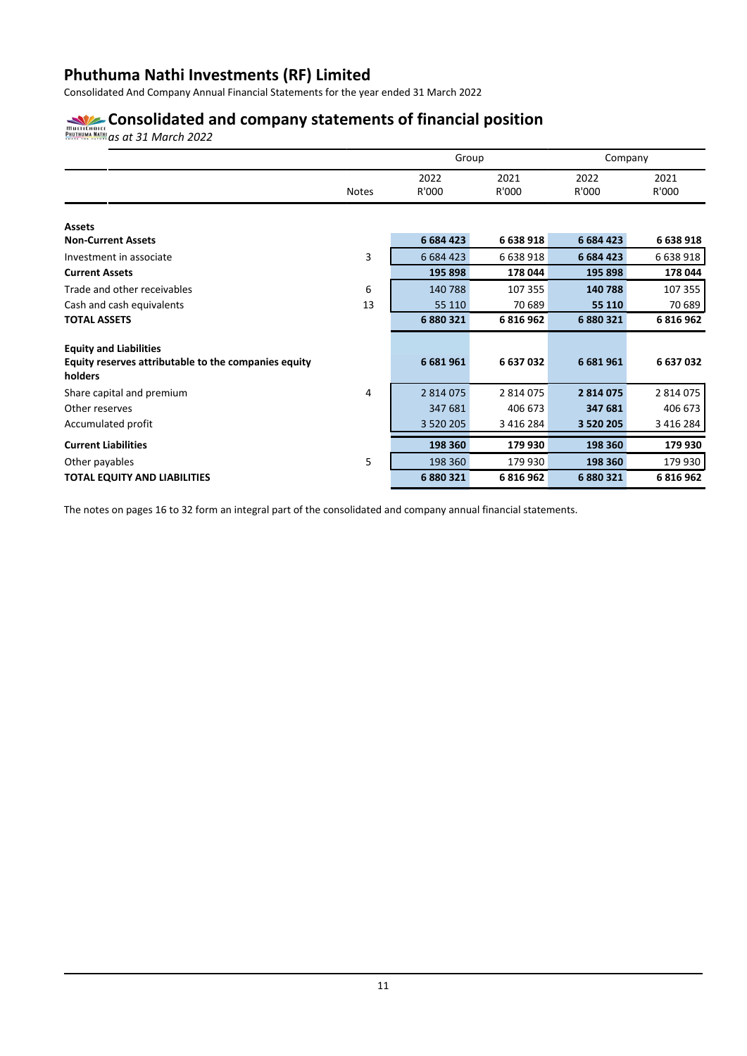# Phuthuma Nathi Investments (RF) Limited

Consolidated And Company Annual Financial Statements for the year ended 31 March 2022

## Consolidated and company statements of financial position

*as at 31 March 2022*

| | | Group | | Company | |
|---|---|---|---|---|---|
| | Notes | 2022<br>R'000 | 2021<br>R'000 | 2022<br>R'000 | 2021<br>R'000 |
| **Assets** | | | | | |
| **Non-Current Assets** | | **6 684 423** | **6 638 918** | **6 684 423** | **6 638 918** |
| Investment in associate | 3 | 6 684 423 | 6 638 918 | **6 684 423** | 6 638 918 |
| **Current Assets** | | **195 898** | **178 044** | **195 898** | **178 044** |
| Trade and other receivables | 6 | 140 788 | 107 355 | **140 788** | 107 355 |
| Cash and cash equivalents | 13 | 55 110 | 70 689 | **55 110** | 70 689 |
| **TOTAL ASSETS** | | **6 880 321** | **6 816 962** | **6 880 321** | **6 816 962** |
| **Equity and Liabilities** | | | | | |
| **Equity reserves attributable to the companies equity holders** | | **6 681 961** | **6 637 032** | **6 681 961** | **6 637 032** |
| Share capital and premium | 4 | 2 814 075 | 2 814 075 | **2 814 075** | 2 814 075 |
| Other reserves | | 347 681 | 406 673 | **347 681** | 406 673 |
| Accumulated profit | | 3 520 205 | 3 416 284 | **3 520 205** | 3 416 284 |
| **Current Liabilities** | | **198 360** | **179 930** | **198 360** | **179 930** |
| Other payables | 5 | 198 360 | 179 930 | **198 360** | 179 930 |
| **TOTAL EQUITY AND LIABILITIES** | | **6 880 321** | **6 816 962** | **6 880 321** | **6 816 962** |

The notes on pages 16 to 32 form an integral part of the consolidated and company annual financial statements.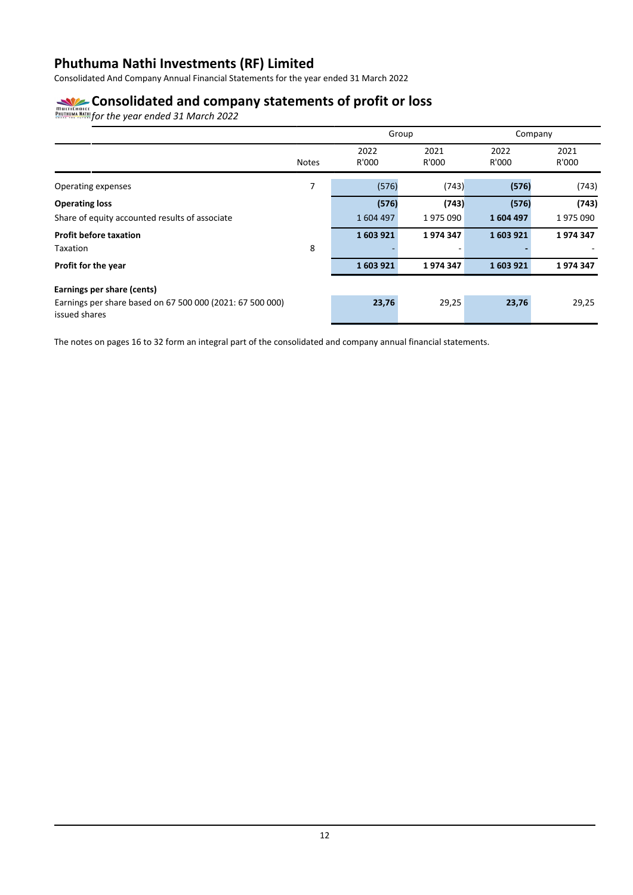# Phuthuma Nathi Investments (RF) Limited

Consolidated And Company Annual Financial Statements for the year ended 31 March 2022

## Consolidated and company statements of profit or loss

*for the year ended 31 March 2022*

| | | Group | | Company | |
|---|---|---|---|---|---|
| | Notes | 2022 R'000 | 2021 R'000 | 2022 R'000 | 2021 R'000 |
| Operating expenses | 7 | (576) | (743) | **(576)** | (743) |
| **Operating loss** | | **(576)** | **(743)** | **(576)** | **(743)** |
| Share of equity accounted results of associate | | 1 604 497 | 1 975 090 | **1 604 497** | 1 975 090 |
| **Profit before taxation** | | **1 603 921** | **1 974 347** | **1 603 921** | **1 974 347** |
| Taxation | 8 | - | - | **-** | - |
| **Profit for the year** | | **1 603 921** | **1 974 347** | **1 603 921** | **1 974 347** |
| **Earnings per share (cents)** | | | | | |
| Earnings per share based on 67 500 000 (2021: 67 500 000) issued shares | | **23,76** | 29,25 | **23,76** | 29,25 |

The notes on pages 16 to 32 form an integral part of the consolidated and company annual financial statements.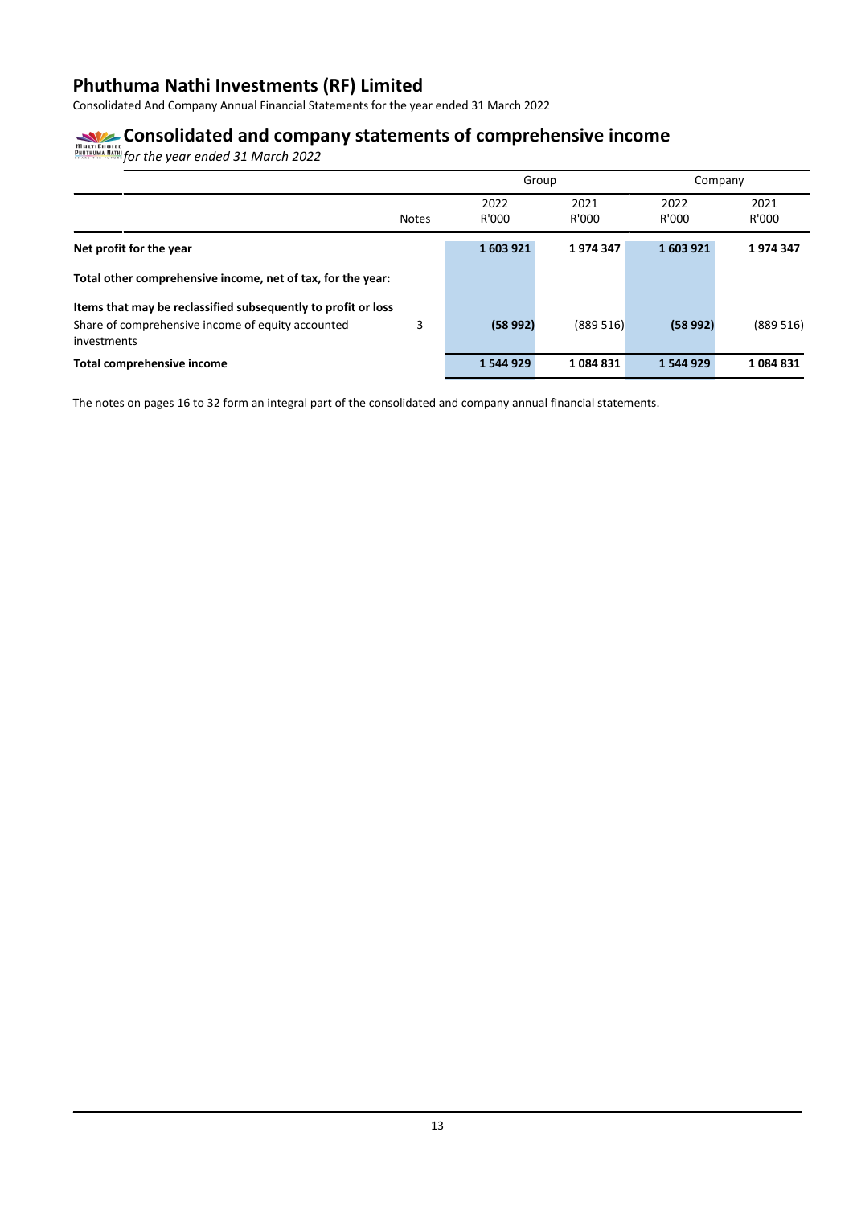# Phuthuma Nathi Investments (RF) Limited

Consolidated And Company Annual Financial Statements for the year ended 31 March 2022

## Consolidated and company statements of comprehensive income

*for the year ended 31 March 2022*

| | | Group | | Company | |
|---|---|---|---|---|---|
| | Notes | 2022<br>R'000 | 2021<br>R'000 | 2022<br>R'000 | 2021<br>R'000 |
| **Net profit for the year** | | **1 603 921** | **1 974 347** | **1 603 921** | **1 974 347** |
| **Total other comprehensive income, net of tax, for the year:** | | | | | |
| **Items that may be reclassified subsequently to profit or loss** | | | | | |
| Share of comprehensive income of equity accounted investments | 3 | **(58 992)** | (889 516) | **(58 992)** | (889 516) |
| **Total comprehensive income** | | **1 544 929** | **1 084 831** | **1 544 929** | **1 084 831** |

The notes on pages 16 to 32 form an integral part of the consolidated and company annual financial statements.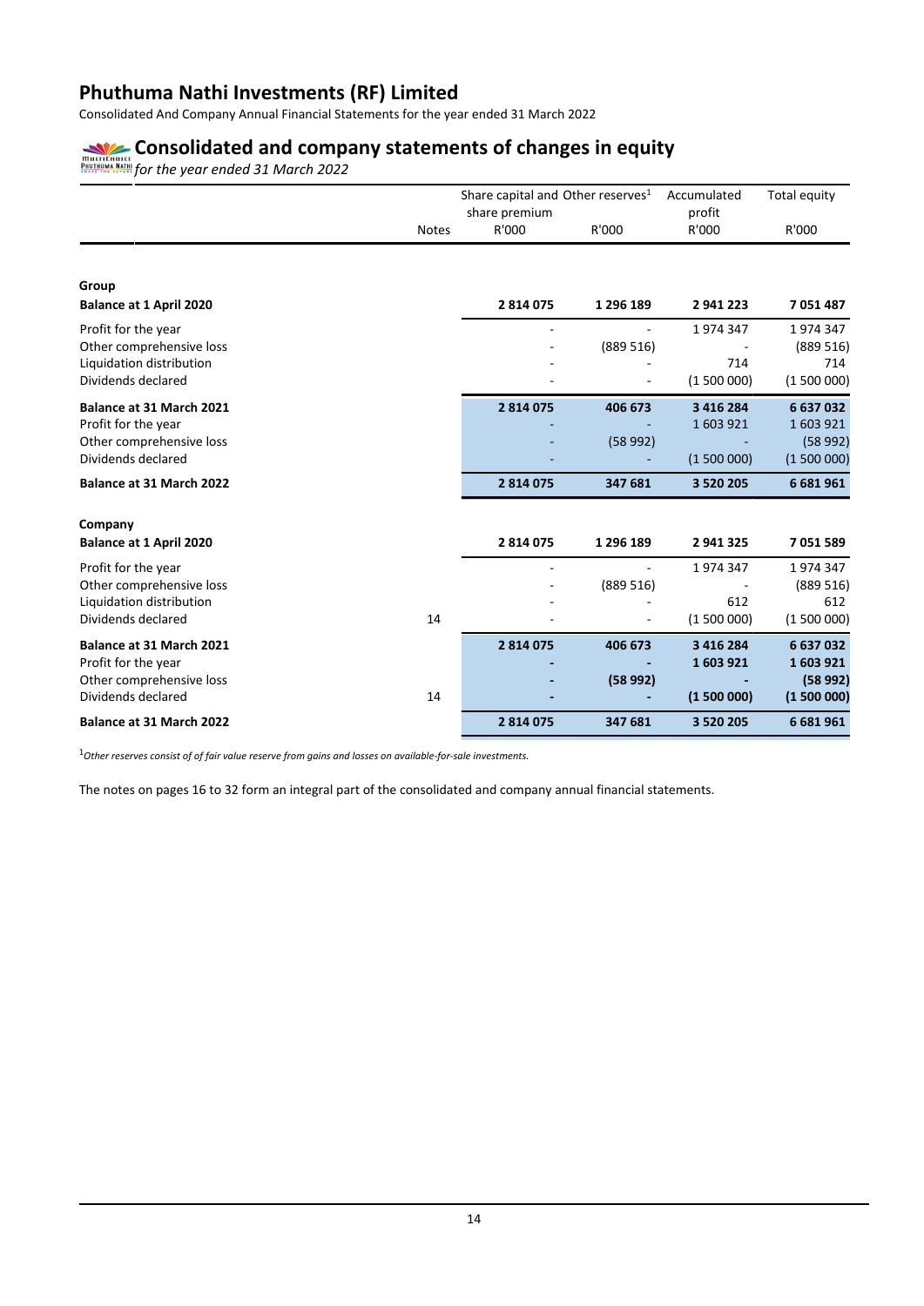# Phuthuma Nathi Investments (RF) Limited

Consolidated And Company Annual Financial Statements for the year ended 31 March 2022

## Consolidated and company statements of changes in equity

*for the year ended 31 March 2022*

| | Notes | Share capital and share premium R'000 | Other reserves[1] R'000 | Accumulated profit R'000 | Total equity R'000 |
|---|---|---|---|---|---|
| **Group** | | | | | |
| **Balance at 1 April 2020** | | **2 814 075** | **1 296 189** | **2 941 223** | **7 051 487** |
| Profit for the year | | - | - | 1 974 347 | 1 974 347 |
| Other comprehensive loss | | - | (889 516) | - | (889 516) |
| Liquidation distribution | | - | - | 714 | 714 |
| Dividends declared | | - | - | (1 500 000) | (1 500 000) |
| **Balance at 31 March 2021** | | **2 814 075** | **406 673** | **3 416 284** | **6 637 032** |
| Profit for the year | | - | - | 1 603 921 | 1 603 921 |
| Other comprehensive loss | | - | (58 992) | - | (58 992) |
| Dividends declared | | - | - | (1 500 000) | (1 500 000) |
| **Balance at 31 March 2022** | | **2 814 075** | **347 681** | **3 520 205** | **6 681 961** |
| **Company** | | | | | |
| **Balance at 1 April 2020** | | **2 814 075** | **1 296 189** | **2 941 325** | **7 051 589** |
| Profit for the year | | - | - | 1 974 347 | 1 974 347 |
| Other comprehensive loss | | - | (889 516) | - | (889 516) |
| Liquidation distribution | | - | - | 612 | 612 |
| Dividends declared | 14 | - | - | (1 500 000) | (1 500 000) |
| **Balance at 31 March 2021** | | **2 814 075** | **406 673** | **3 416 284** | **6 637 032** |
| Profit for the year | | **-** | **-** | **1 603 921** | **1 603 921** |
| Other comprehensive loss | | **-** | **(58 992)** | **-** | **(58 992)** |
| Dividends declared | 14 | **-** | **-** | **(1 500 000)** | **(1 500 000)** |
| **Balance at 31 March 2022** | | **2 814 075** | **347 681** | **3 520 205** | **6 681 961** |

[1]*Other reserves consist of of fair value reserve from gains and losses on available-for-sale investments.*

The notes on pages 16 to 32 form an integral part of the consolidated and company annual financial statements.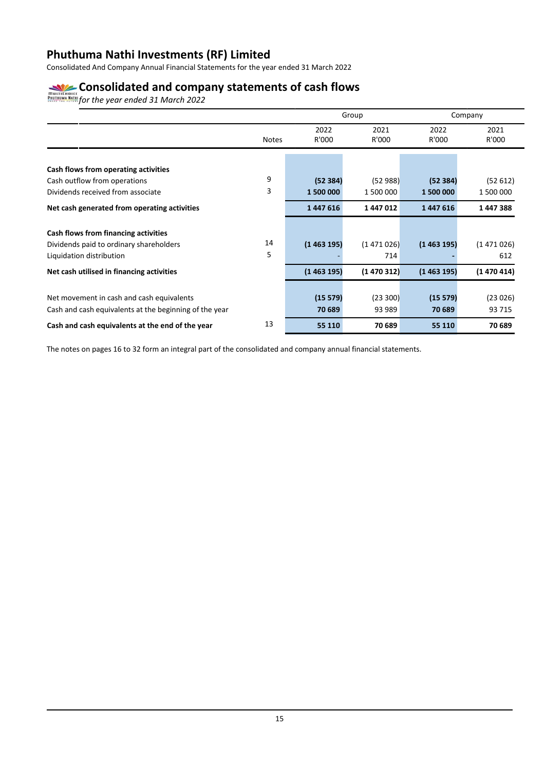# Phuthuma Nathi Investments (RF) Limited

Consolidated And Company Annual Financial Statements for the year ended 31 March 2022

## Consolidated and company statements of cash flows

*for the year ended 31 March 2022*

| | | Group | | Company | |
|---|---|---|---|---|---|
| | Notes | 2022 R'000 | 2021 R'000 | 2022 R'000 | 2021 R'000 |
| **Cash flows from operating activities** | | | | | |
| Cash outflow from operations | 9 | **(52 384)** | (52 988) | **(52 384)** | (52 612) |
| Dividends received from associate | 3 | **1 500 000** | 1 500 000 | **1 500 000** | 1 500 000 |
| **Net cash generated from operating activities** | | **1 447 616** | **1 447 012** | **1 447 616** | **1 447 388** |
| **Cash flows from financing activities** | | | | | |
| Dividends paid to ordinary shareholders | 14 | **(1 463 195)** | (1 471 026) | **(1 463 195)** | (1 471 026) |
| Liquidation distribution | 5 | **-** | 714 | **-** | 612 |
| **Net cash utilised in financing activities** | | **(1 463 195)** | **(1 470 312)** | **(1 463 195)** | **(1 470 414)** |
| Net movement in cash and cash equivalents | | **(15 579)** | (23 300) | **(15 579)** | (23 026) |
| Cash and cash equivalents at the beginning of the year | | **70 689** | 93 989 | **70 689** | 93 715 |
| **Cash and cash equivalents at the end of the year** | 13 | **55 110** | **70 689** | **55 110** | **70 689** |

The notes on pages 16 to 32 form an integral part of the consolidated and company annual financial statements.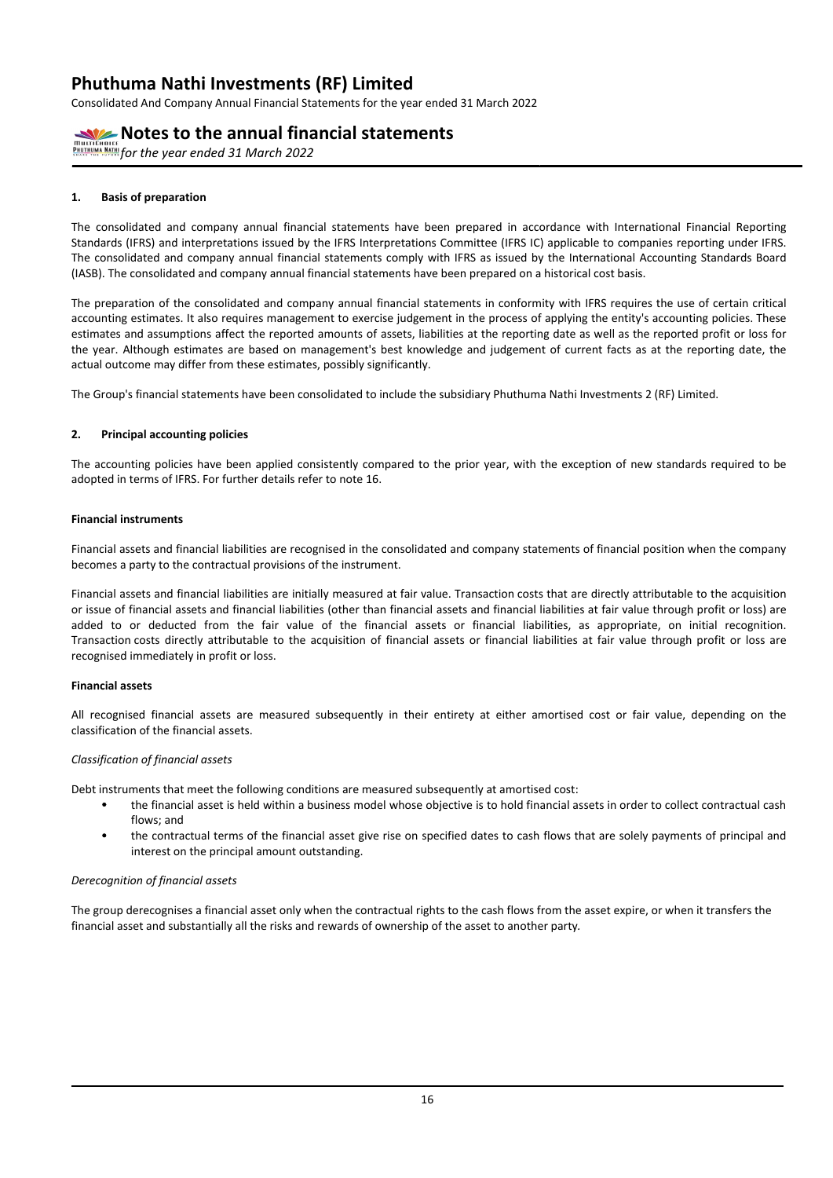## 1. Basis of preparation

The consolidated and company annual financial statements have been prepared in accordance with International Financial Reporting Standards (IFRS) and interpretations issued by the IFRS Interpretations Committee (IFRS IC) applicable to companies reporting under IFRS. The consolidated and company annual financial statements comply with IFRS as issued by the International Accounting Standards Board (IASB). The consolidated and company annual financial statements have been prepared on a historical cost basis.

The preparation of the consolidated and company annual financial statements in conformity with IFRS requires the use of certain critical accounting estimates. It also requires management to exercise judgement in the process of applying the entity's accounting policies. These estimates and assumptions affect the reported amounts of assets, liabilities at the reporting date as well as the reported profit or loss for the year. Although estimates are based on management's best knowledge and judgement of current facts as at the reporting date, the actual outcome may differ from these estimates, possibly significantly.

The Group's financial statements have been consolidated to include the subsidiary Phuthuma Nathi Investments 2 (RF) Limited.

## 2. Principal accounting policies

The accounting policies have been applied consistently compared to the prior year, with the exception of new standards required to be adopted in terms of IFRS. For further details refer to note 16.

### Financial instruments

Financial assets and financial liabilities are recognised in the consolidated and company statements of financial position when the company becomes a party to the contractual provisions of the instrument.

Financial assets and financial liabilities are initially measured at fair value. Transaction costs that are directly attributable to the acquisition or issue of financial assets and financial liabilities (other than financial assets and financial liabilities at fair value through profit or loss) are added to or deducted from the fair value of the financial assets or financial liabilities, as appropriate, on initial recognition. Transaction costs directly attributable to the acquisition of financial assets or financial liabilities at fair value through profit or loss are recognised immediately in profit or loss.

### Financial assets

All recognised financial assets are measured subsequently in their entirety at either amortised cost or fair value, depending on the classification of the financial assets.

*Classification of financial assets*

Debt instruments that meet the following conditions are measured subsequently at amortised cost:

- the financial asset is held within a business model whose objective is to hold financial assets in order to collect contractual cash flows; and
- the contractual terms of the financial asset give rise on specified dates to cash flows that are solely payments of principal and interest on the principal amount outstanding.

*Derecognition of financial assets*

The group derecognises a financial asset only when the contractual rights to the cash flows from the asset expire, or when it transfers the financial asset and substantially all the risks and rewards of ownership of the asset to another party.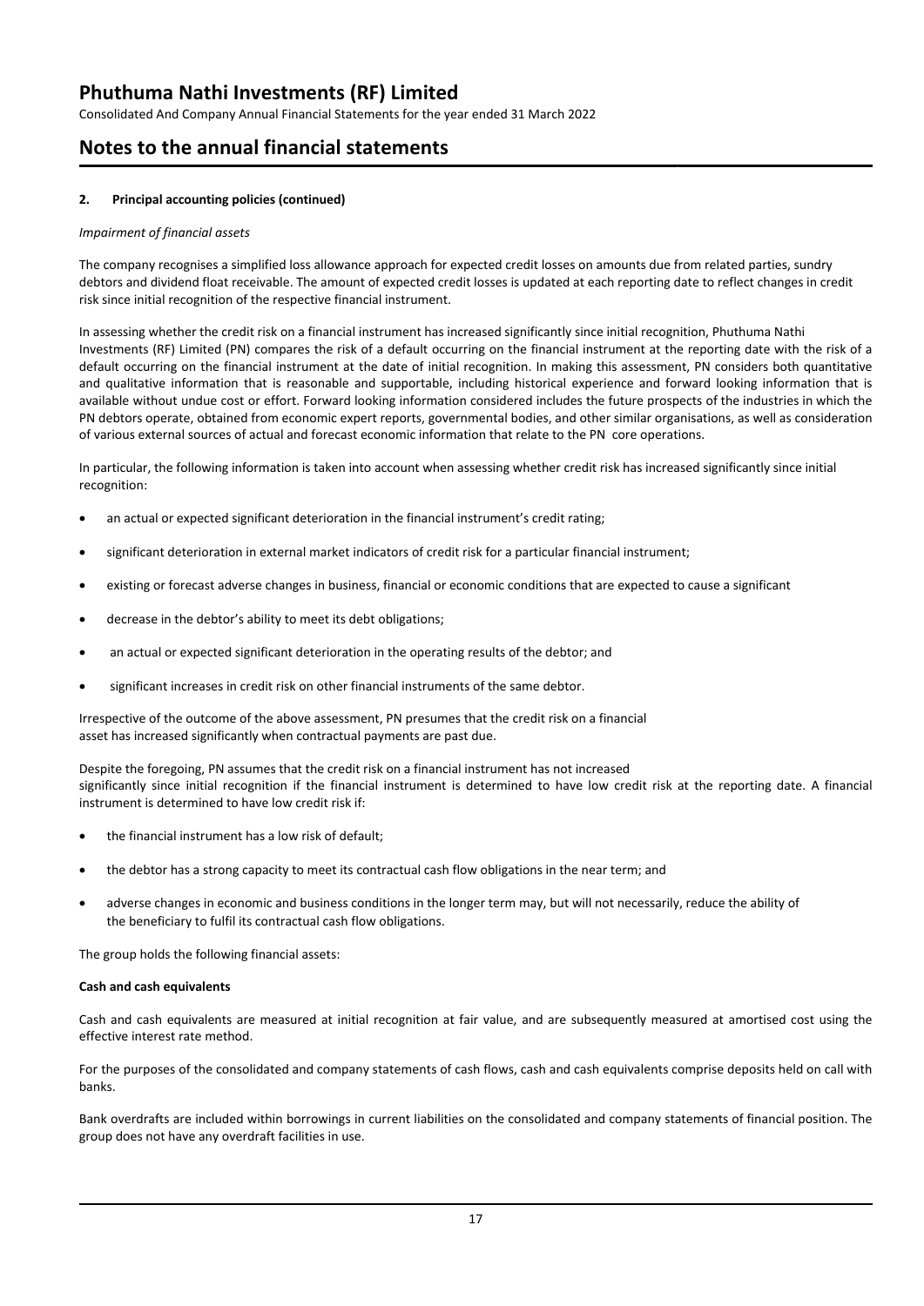## 2. Principal accounting policies (continued)

*Impairment of financial assets*

The company recognises a simplified loss allowance approach for expected credit losses on amounts due from related parties, sundry debtors and dividend float receivable. The amount of expected credit losses is updated at each reporting date to reflect changes in credit risk since initial recognition of the respective financial instrument.

In assessing whether the credit risk on a financial instrument has increased significantly since initial recognition, Phuthuma Nathi Investments (RF) Limited (PN) compares the risk of a default occurring on the financial instrument at the reporting date with the risk of a default occurring on the financial instrument at the date of initial recognition. In making this assessment, PN considers both quantitative and qualitative information that is reasonable and supportable, including historical experience and forward looking information that is available without undue cost or effort. Forward looking information considered includes the future prospects of the industries in which the PN debtors operate, obtained from economic expert reports, governmental bodies, and other similar organisations, as well as consideration of various external sources of actual and forecast economic information that relate to the PN core operations.

In particular, the following information is taken into account when assessing whether credit risk has increased significantly since initial recognition:

- an actual or expected significant deterioration in the financial instrument's credit rating;
- significant deterioration in external market indicators of credit risk for a particular financial instrument;
- existing or forecast adverse changes in business, financial or economic conditions that are expected to cause a significant
- decrease in the debtor's ability to meet its debt obligations;
- an actual or expected significant deterioration in the operating results of the debtor; and
- significant increases in credit risk on other financial instruments of the same debtor.

Irrespective of the outcome of the above assessment, PN presumes that the credit risk on a financial asset has increased significantly when contractual payments are past due.

Despite the foregoing, PN assumes that the credit risk on a financial instrument has not increased significantly since initial recognition if the financial instrument is determined to have low credit risk at the reporting date. A financial instrument is determined to have low credit risk if:

- the financial instrument has a low risk of default;
- the debtor has a strong capacity to meet its contractual cash flow obligations in the near term; and
- adverse changes in economic and business conditions in the longer term may, but will not necessarily, reduce the ability of the beneficiary to fulfil its contractual cash flow obligations.

The group holds the following financial assets:

**Cash and cash equivalents**

Cash and cash equivalents are measured at initial recognition at fair value, and are subsequently measured at amortised cost using the effective interest rate method.

For the purposes of the consolidated and company statements of cash flows, cash and cash equivalents comprise deposits held on call with banks.

Bank overdrafts are included within borrowings in current liabilities on the consolidated and company statements of financial position. The group does not have any overdraft facilities in use.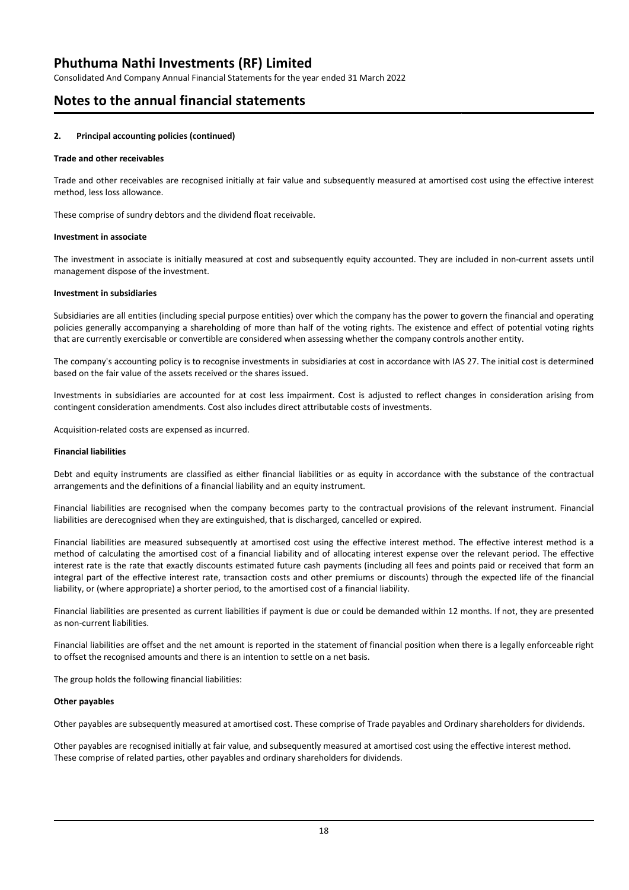### 2. Principal accounting policies (continued)

**Trade and other receivables**

Trade and other receivables are recognised initially at fair value and subsequently measured at amortised cost using the effective interest method, less loss allowance.

These comprise of sundry debtors and the dividend float receivable.

**Investment in associate**

The investment in associate is initially measured at cost and subsequently equity accounted. They are included in non-current assets until management dispose of the investment.

**Investment in subsidiaries**

Subsidiaries are all entities (including special purpose entities) over which the company has the power to govern the financial and operating policies generally accompanying a shareholding of more than half of the voting rights. The existence and effect of potential voting rights that are currently exercisable or convertible are considered when assessing whether the company controls another entity.

The company's accounting policy is to recognise investments in subsidiaries at cost in accordance with IAS 27. The initial cost is determined based on the fair value of the assets received or the shares issued.

Investments in subsidiaries are accounted for at cost less impairment. Cost is adjusted to reflect changes in consideration arising from contingent consideration amendments. Cost also includes direct attributable costs of investments.

Acquisition-related costs are expensed as incurred.

**Financial liabilities**

Debt and equity instruments are classified as either financial liabilities or as equity in accordance with the substance of the contractual arrangements and the definitions of a financial liability and an equity instrument.

Financial liabilities are recognised when the company becomes party to the contractual provisions of the relevant instrument. Financial liabilities are derecognised when they are extinguished, that is discharged, cancelled or expired.

Financial liabilities are measured subsequently at amortised cost using the effective interest method. The effective interest method is a method of calculating the amortised cost of a financial liability and of allocating interest expense over the relevant period. The effective interest rate is the rate that exactly discounts estimated future cash payments (including all fees and points paid or received that form an integral part of the effective interest rate, transaction costs and other premiums or discounts) through the expected life of the financial liability, or (where appropriate) a shorter period, to the amortised cost of a financial liability.

Financial liabilities are presented as current liabilities if payment is due or could be demanded within 12 months. If not, they are presented as non-current liabilities.

Financial liabilities are offset and the net amount is reported in the statement of financial position when there is a legally enforceable right to offset the recognised amounts and there is an intention to settle on a net basis.

The group holds the following financial liabilities:

**Other payables**

Other payables are subsequently measured at amortised cost. These comprise of Trade payables and Ordinary shareholders for dividends.

Other payables are recognised initially at fair value, and subsequently measured at amortised cost using the effective interest method. These comprise of related parties, other payables and ordinary shareholders for dividends.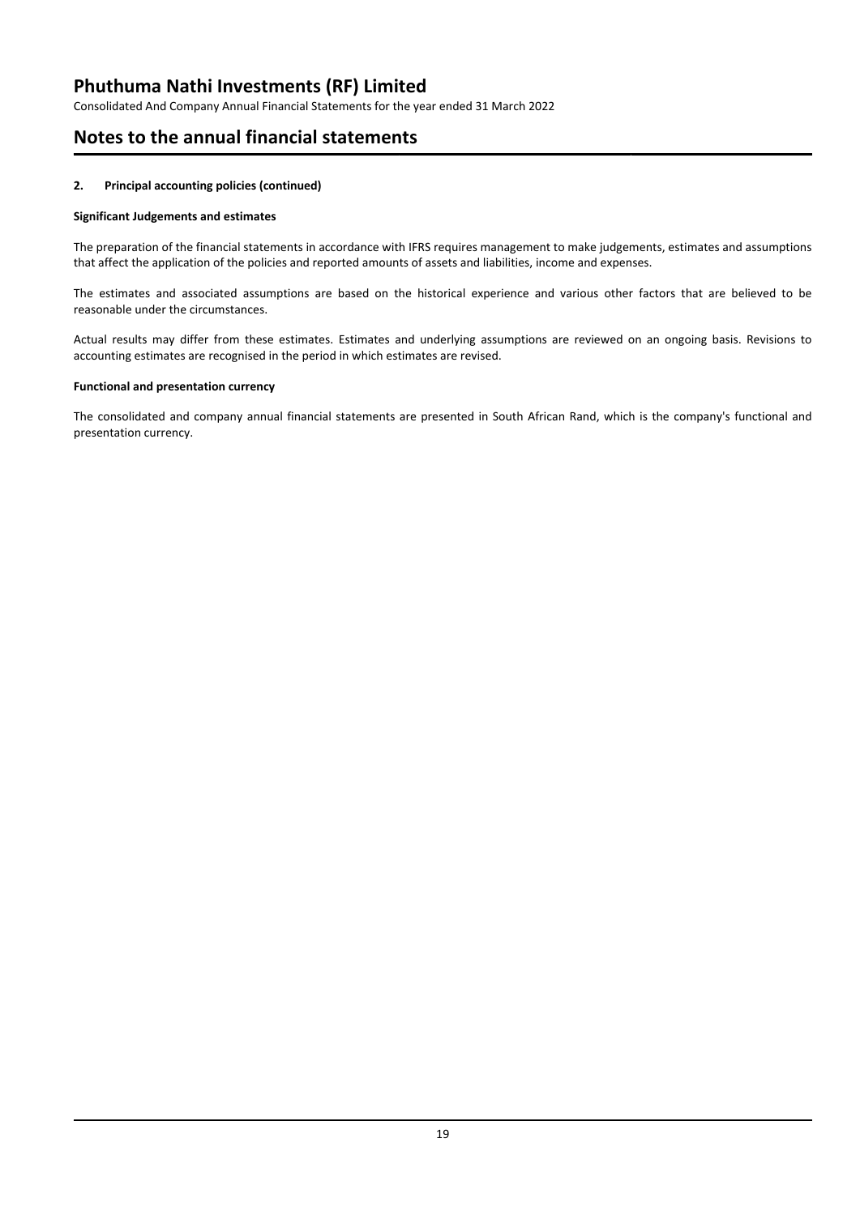# Notes to the annual financial statements

#### 2. Principal accounting policies (continued)

**Significant Judgements and estimates**

The preparation of the financial statements in accordance with IFRS requires management to make judgements, estimates and assumptions that affect the application of the policies and reported amounts of assets and liabilities, income and expenses.

The estimates and associated assumptions are based on the historical experience and various other factors that are believed to be reasonable under the circumstances.

Actual results may differ from these estimates. Estimates and underlying assumptions are reviewed on an ongoing basis. Revisions to accounting estimates are recognised in the period in which estimates are revised.

**Functional and presentation currency**

The consolidated and company annual financial statements are presented in South African Rand, which is the company's functional and presentation currency.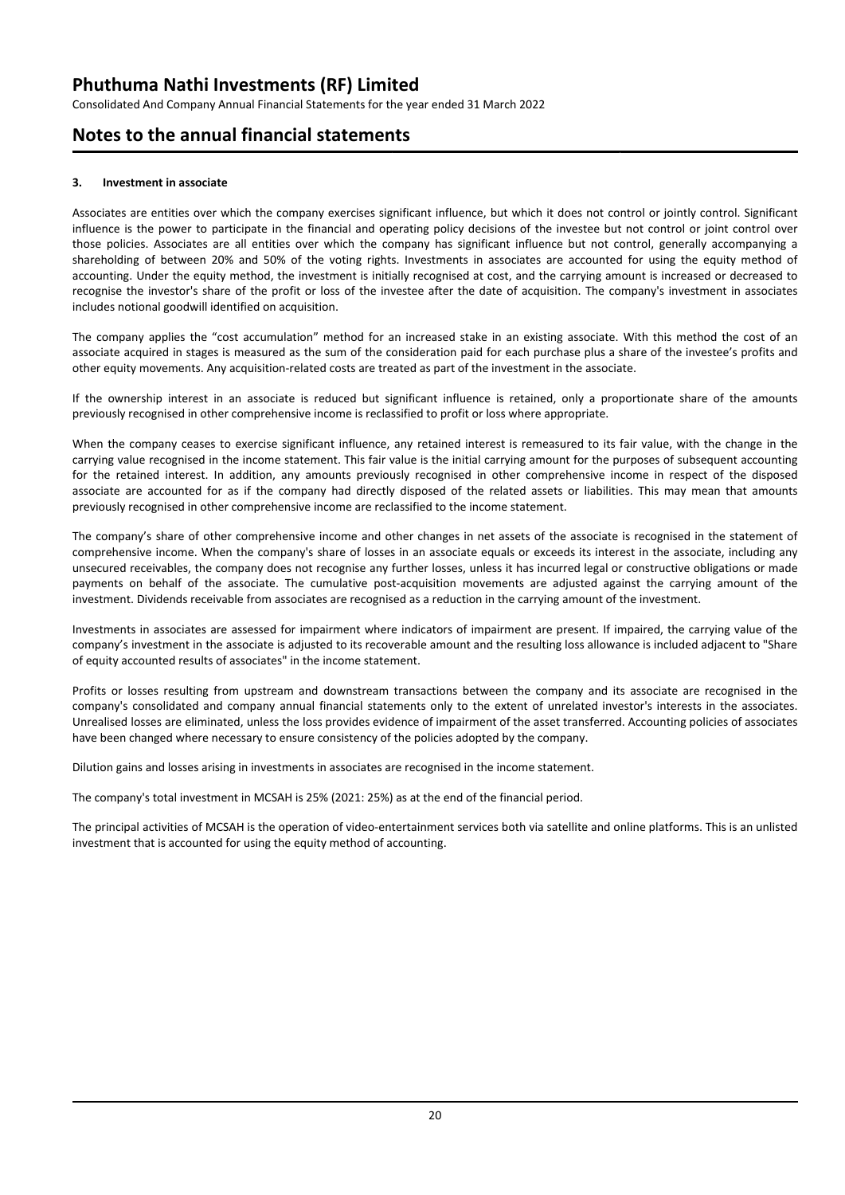# Phuthuma Nathi Investments (RF) Limited

Consolidated And Company Annual Financial Statements for the year ended 31 March 2022

## Notes to the annual financial statements

### 3. Investment in associate

Associates are entities over which the company exercises significant influence, but which it does not control or jointly control. Significant influence is the power to participate in the financial and operating policy decisions of the investee but not control or joint control over those policies. Associates are all entities over which the company has significant influence but not control, generally accompanying a shareholding of between 20% and 50% of the voting rights. Investments in associates are accounted for using the equity method of accounting. Under the equity method, the investment is initially recognised at cost, and the carrying amount is increased or decreased to recognise the investor's share of the profit or loss of the investee after the date of acquisition. The company's investment in associates includes notional goodwill identified on acquisition.

The company applies the "cost accumulation" method for an increased stake in an existing associate. With this method the cost of an associate acquired in stages is measured as the sum of the consideration paid for each purchase plus a share of the investee's profits and other equity movements. Any acquisition-related costs are treated as part of the investment in the associate.

If the ownership interest in an associate is reduced but significant influence is retained, only a proportionate share of the amounts previously recognised in other comprehensive income is reclassified to profit or loss where appropriate.

When the company ceases to exercise significant influence, any retained interest is remeasured to its fair value, with the change in the carrying value recognised in the income statement. This fair value is the initial carrying amount for the purposes of subsequent accounting for the retained interest. In addition, any amounts previously recognised in other comprehensive income in respect of the disposed associate are accounted for as if the company had directly disposed of the related assets or liabilities. This may mean that amounts previously recognised in other comprehensive income are reclassified to the income statement.

The company's share of other comprehensive income and other changes in net assets of the associate is recognised in the statement of comprehensive income. When the company's share of losses in an associate equals or exceeds its interest in the associate, including any unsecured receivables, the company does not recognise any further losses, unless it has incurred legal or constructive obligations or made payments on behalf of the associate. The cumulative post-acquisition movements are adjusted against the carrying amount of the investment. Dividends receivable from associates are recognised as a reduction in the carrying amount of the investment.

Investments in associates are assessed for impairment where indicators of impairment are present. If impaired, the carrying value of the company's investment in the associate is adjusted to its recoverable amount and the resulting loss allowance is included adjacent to "Share of equity accounted results of associates" in the income statement.

Profits or losses resulting from upstream and downstream transactions between the company and its associate are recognised in the company's consolidated and company annual financial statements only to the extent of unrelated investor's interests in the associates. Unrealised losses are eliminated, unless the loss provides evidence of impairment of the asset transferred. Accounting policies of associates have been changed where necessary to ensure consistency of the policies adopted by the company.

Dilution gains and losses arising in investments in associates are recognised in the income statement.

The company's total investment in MCSAH is 25% (2021: 25%) as at the end of the financial period.

The principal activities of MCSAH is the operation of video-entertainment services both via satellite and online platforms. This is an unlisted investment that is accounted for using the equity method of accounting.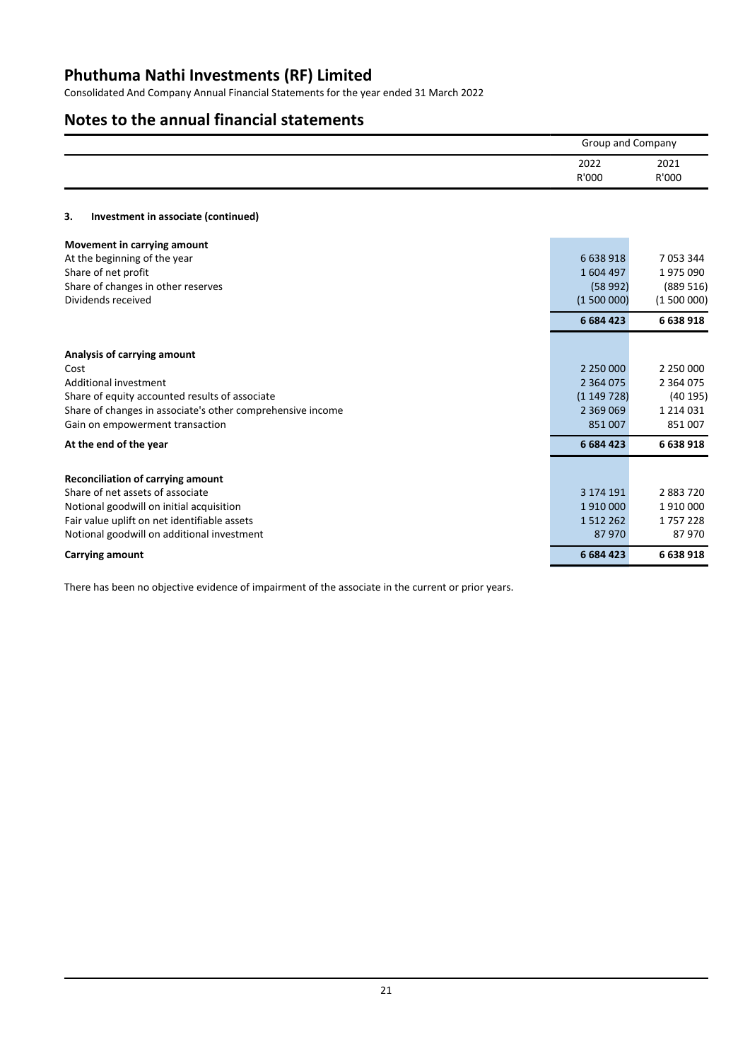# Phuthuma Nathi Investments (RF) Limited

Consolidated And Company Annual Financial Statements for the year ended 31 March 2022

## Notes to the annual financial statements

### 3. Investment in associate (continued)

| | Group and Company | |
|---|---|---|
| | 2022 R'000 | 2021 R'000 |
| **Movement in carrying amount** | | |
| At the beginning of the year | 6 638 918 | 7 053 344 |
| Share of net profit | 1 604 497 | 1 975 090 |
| Share of changes in other reserves | (58 992) | (889 516) |
| Dividends received | (1 500 000) | (1 500 000) |
| | **6 684 423** | **6 638 918** |
| **Analysis of carrying amount** | | |
| Cost | 2 250 000 | 2 250 000 |
| Additional investment | 2 364 075 | 2 364 075 |
| Share of equity accounted results of associate | (1 149 728) | (40 195) |
| Share of changes in associate's other comprehensive income | 2 369 069 | 1 214 031 |
| Gain on empowerment transaction | 851 007 | 851 007 |
| **At the end of the year** | **6 684 423** | **6 638 918** |
| **Reconciliation of carrying amount** | | |
| Share of net assets of associate | 3 174 191 | 2 883 720 |
| Notional goodwill on initial acquisition | 1 910 000 | 1 910 000 |
| Fair value uplift on net identifiable assets | 1 512 262 | 1 757 228 |
| Notional goodwill on additional investment | 87 970 | 87 970 |
| **Carrying amount** | **6 684 423** | **6 638 918** |

There has been no objective evidence of impairment of the associate in the current or prior years.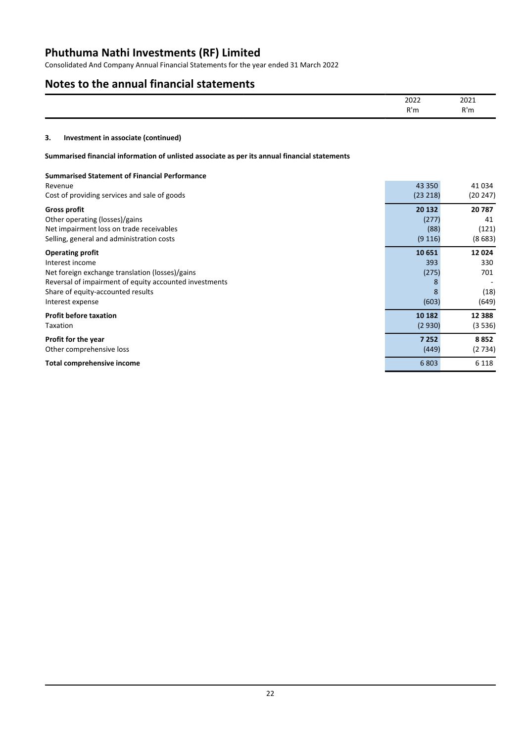# Phuthuma Nathi Investments (RF) Limited

Consolidated And Company Annual Financial Statements for the year ended 31 March 2022

## Notes to the annual financial statements

### 3. Investment in associate (continued)

**Summarised financial information of unlisted associate as per its annual financial statements**

| | 2022 R'm | 2021 R'm |
|---|---|---|
| **Summarised Statement of Financial Performance** | | |
| Revenue | 43 350 | 41 034 |
| Cost of providing services and sale of goods | (23 218) | (20 247) |
| **Gross profit** | **20 132** | **20 787** |
| Other operating (losses)/gains | (277) | 41 |
| Net impairment loss on trade receivables | (88) | (121) |
| Selling, general and administration costs | (9 116) | (8 683) |
| **Operating profit** | **10 651** | **12 024** |
| Interest income | 393 | 330 |
| Net foreign exchange translation (losses)/gains | (275) | 701 |
| Reversal of impairment of equity accounted investments | 8 | - |
| Share of equity-accounted results | 8 | (18) |
| Interest expense | (603) | (649) |
| **Profit before taxation** | **10 182** | **12 388** |
| Taxation | (2 930) | (3 536) |
| **Profit for the year** | **7 252** | **8 852** |
| Other comprehensive loss | (449) | (2 734) |
| **Total comprehensive income** | 6 803 | 6 118 |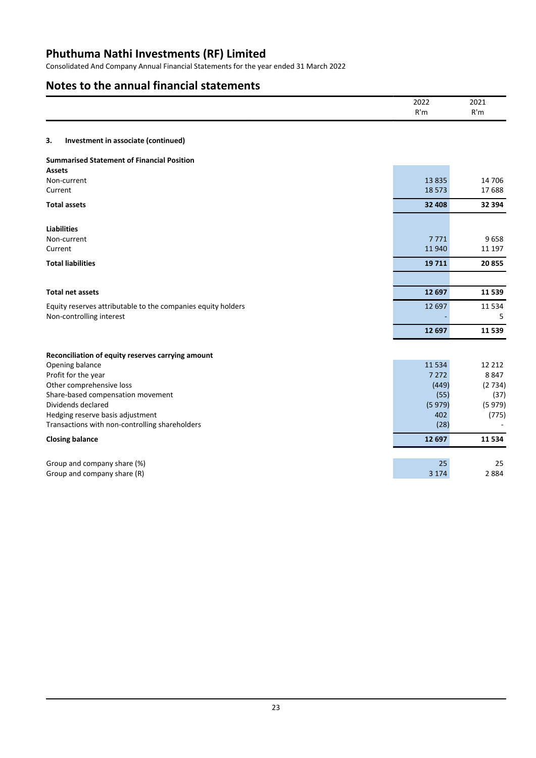# Phuthuma Nathi Investments (RF) Limited

Consolidated And Company Annual Financial Statements for the year ended 31 March 2022

## Notes to the annual financial statements

| | 2022<br>R'm | 2021<br>R'm |
|---|---|---|
| **3. Investment in associate (continued)** | | |
| **Summarised Statement of Financial Position** | | |
| **Assets** | | |
| Non-current | 13 835 | 14 706 |
| Current | 18 573 | 17 688 |
| **Total assets** | **32 408** | **32 394** |
| **Liabilities** | | |
| Non-current | 7 771 | 9 658 |
| Current | 11 940 | 11 197 |
| **Total liabilities** | **19 711** | **20 855** |
| **Total net assets** | **12 697** | **11 539** |
| Equity reserves attributable to the companies equity holders | 12 697 | 11 534 |
| Non-controlling interest | - | 5 |
| | **12 697** | **11 539** |
| **Reconciliation of equity reserves carrying amount** | | |
| Opening balance | 11 534 | 12 212 |
| Profit for the year | 7 272 | 8 847 |
| Other comprehensive loss | (449) | (2 734) |
| Share-based compensation movement | (55) | (37) |
| Dividends declared | (5 979) | (5 979) |
| Hedging reserve basis adjustment | 402 | (775) |
| Transactions with non-controlling shareholders | (28) | - |
| **Closing balance** | **12 697** | **11 534** |
| Group and company share (%) | 25 | 25 |
| Group and company share (R) | 3 174 | 2 884 |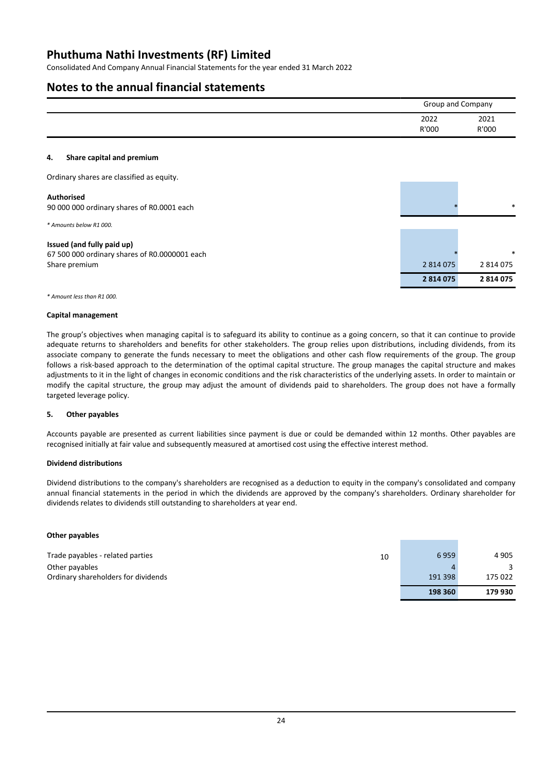# Phuthuma Nathi Investments (RF) Limited

Consolidated And Company Annual Financial Statements for the year ended 31 March 2022

## Notes to the annual financial statements

| | Group and Company | |
|---|---|---|
| | 2022 R'000 | 2021 R'000 |

### 4. Share capital and premium

Ordinary shares are classified as equity.

| | 2022 R'000 | 2021 R'000 |
|---|---|---|
| **Authorised** | | |
| 90 000 000 ordinary shares of R0.0001 each | * | * |

*\* Amounts below R1 000.*

| | 2022 R'000 | 2021 R'000 |
|---|---|---|
| **Issued (and fully paid up)** | | |
| 67 500 000 ordinary shares of R0.0000001 each | * | * |
| Share premium | 2 814 075 | 2 814 075 |
| | **2 814 075** | **2 814 075** |

*\* Amount less than R1 000.*

#### Capital management

The group's objectives when managing capital is to safeguard its ability to continue as a going concern, so that it can continue to provide adequate returns to shareholders and benefits for other stakeholders. The group relies upon distributions, including dividends, from its associate company to generate the funds necessary to meet the obligations and other cash flow requirements of the group. The group follows a risk-based approach to the determination of the optimal capital structure. The group manages the capital structure and makes adjustments to it in the light of changes in economic conditions and the risk characteristics of the underlying assets. In order to maintain or modify the capital structure, the group may adjust the amount of dividends paid to shareholders. The group does not have a formally targeted leverage policy.

### 5. Other payables

Accounts payable are presented as current liabilities since payment is due or could be demanded within 12 months. Other payables are recognised initially at fair value and subsequently measured at amortised cost using the effective interest method.

#### Dividend distributions

Dividend distributions to the company's shareholders are recognised as a deduction to equity in the company's consolidated and company annual financial statements in the period in which the dividends are approved by the company's shareholders. Ordinary shareholder for dividends relates to dividends still outstanding to shareholders at year end.

#### Other payables

| | Note | 2022 R'000 | 2021 R'000 |
|---|---|---|---|
| Trade payables - related parties | 10 | 6 959 | 4 905 |
| Other payables | | 4 | 3 |
| Ordinary shareholders for dividends | | 191 398 | 175 022 |
| | | **198 360** | **179 930** |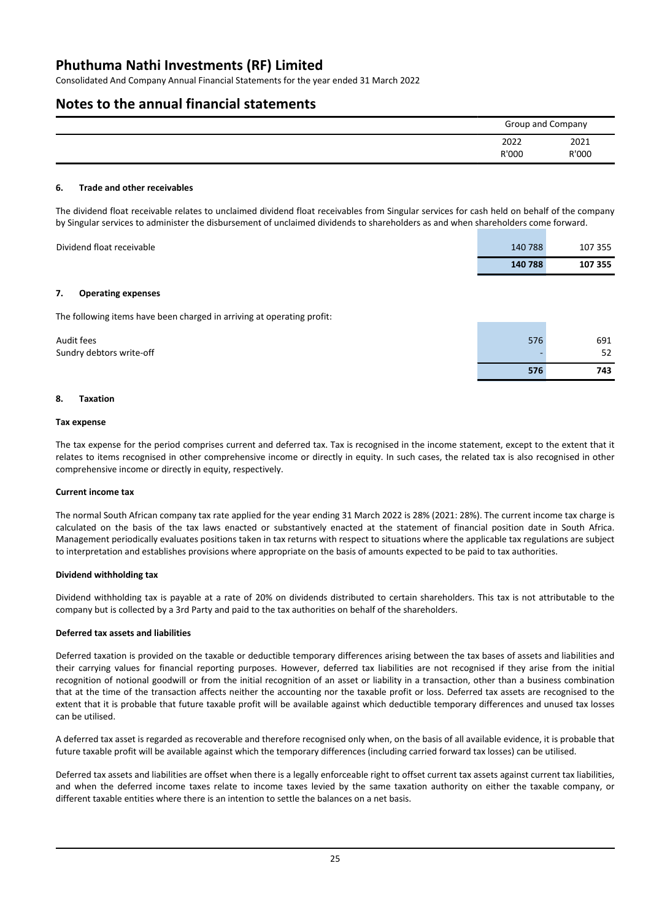# Notes to the annual financial statements

| | Group and Company | |
|---|---|---|
| | 2022 | 2021 |
| | R'000 | R'000 |

### 6. Trade and other receivables

The dividend float receivable relates to unclaimed dividend float receivables from Singular services for cash held on behalf of the company by Singular services to administer the disbursement of unclaimed dividends to shareholders as and when shareholders come forward.

| | 2022 R'000 | 2021 R'000 |
|---|---|---|
| Dividend float receivable | 140 788 | 107 355 |
| | **140 788** | **107 355** |

### 7. Operating expenses

The following items have been charged in arriving at operating profit:

| | 2022 R'000 | 2021 R'000 |
|---|---|---|
| Audit fees | 576 | 691 |
| Sundry debtors write-off | - | 52 |
| | **576** | **743** |

### 8. Taxation

**Tax expense**

The tax expense for the period comprises current and deferred tax. Tax is recognised in the income statement, except to the extent that it relates to items recognised in other comprehensive income or directly in equity. In such cases, the related tax is also recognised in other comprehensive income or directly in equity, respectively.

**Current income tax**

The normal South African company tax rate applied for the year ending 31 March 2022 is 28% (2021: 28%). The current income tax charge is calculated on the basis of the tax laws enacted or substantively enacted at the statement of financial position date in South Africa. Management periodically evaluates positions taken in tax returns with respect to situations where the applicable tax regulations are subject to interpretation and establishes provisions where appropriate on the basis of amounts expected to be paid to tax authorities.

**Dividend withholding tax**

Dividend withholding tax is payable at a rate of 20% on dividends distributed to certain shareholders. This tax is not attributable to the company but is collected by a 3rd Party and paid to the tax authorities on behalf of the shareholders.

**Deferred tax assets and liabilities**

Deferred taxation is provided on the taxable or deductible temporary differences arising between the tax bases of assets and liabilities and their carrying values for financial reporting purposes. However, deferred tax liabilities are not recognised if they arise from the initial recognition of notional goodwill or from the initial recognition of an asset or liability in a transaction, other than a business combination that at the time of the transaction affects neither the accounting nor the taxable profit or loss. Deferred tax assets are recognised to the extent that it is probable that future taxable profit will be available against which deductible temporary differences and unused tax losses can be utilised.

A deferred tax asset is regarded as recoverable and therefore recognised only when, on the basis of all available evidence, it is probable that future taxable profit will be available against which the temporary differences (including carried forward tax losses) can be utilised.

Deferred tax assets and liabilities are offset when there is a legally enforceable right to offset current tax assets against current tax liabilities, and when the deferred income taxes relate to income taxes levied by the same taxation authority on either the taxable company, or different taxable entities where there is an intention to settle the balances on a net basis.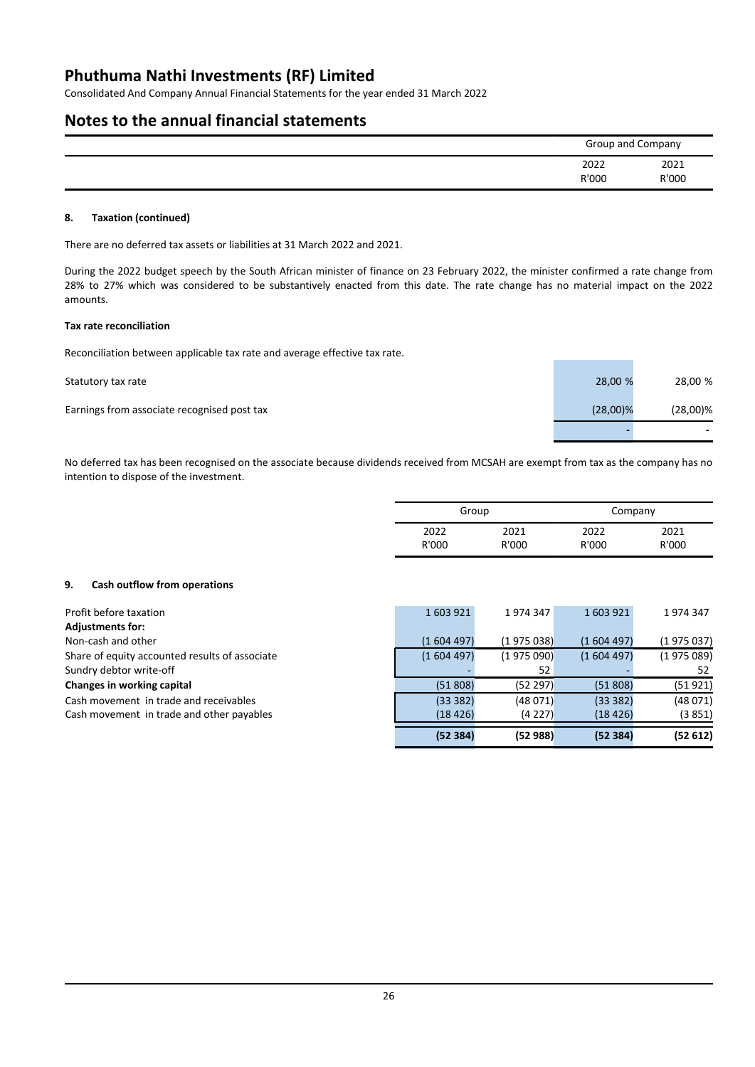# Phuthuma Nathi Investments (RF) Limited

Consolidated And Company Annual Financial Statements for the year ended 31 March 2022

## Notes to the annual financial statements

| | Group and Company | |
|---|---|---|
| | 2022 R'000 | 2021 R'000 |

### 8. Taxation (continued)

There are no deferred tax assets or liabilities at 31 March 2022 and 2021.

During the 2022 budget speech by the South African minister of finance on 23 February 2022, the minister confirmed a rate change from 28% to 27% which was considered to be substantively enacted from this date. The rate change has no material impact on the 2022 amounts.

**Tax rate reconciliation**

Reconciliation between applicable tax rate and average effective tax rate.

| | 2022 | 2021 |
|---|---|---|
| Statutory tax rate | 28,00 % | 28,00 % |
| Earnings from associate recognised post tax | (28,00)% | (28,00)% |
| | - | - |

No deferred tax has been recognised on the associate because dividends received from MCSAH are exempt from tax as the company has no intention to dispose of the investment.

### 9. Cash outflow from operations

| | Group | | Company | |
|---|---|---|---|---|
| | 2022 R'000 | 2021 R'000 | 2022 R'000 | 2021 R'000 |
| Profit before taxation | 1 603 921 | 1 974 347 | 1 603 921 | 1 974 347 |
| **Adjustments for:** | | | | |
| Non-cash and other | (1 604 497) | (1 975 038) | (1 604 497) | (1 975 037) |
| Share of equity accounted results of associate | (1 604 497) | (1 975 090) | (1 604 497) | (1 975 089) |
| Sundry debtor write-off | - | 52 | - | 52 |
| **Changes in working capital** | (51 808) | (52 297) | (51 808) | (51 921) |
| Cash movement in trade and receivables | (33 382) | (48 071) | (33 382) | (48 071) |
| Cash movement in trade and other payables | (18 426) | (4 227) | (18 426) | (3 851) |
| | **(52 384)** | **(52 988)** | **(52 384)** | **(52 612)** |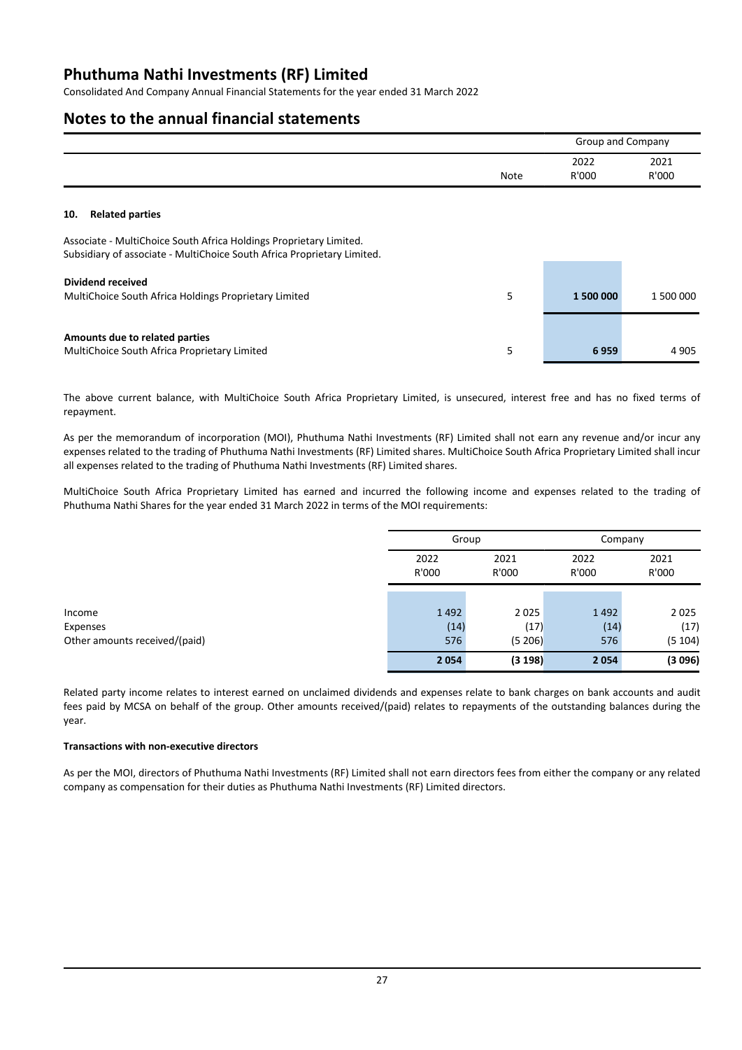# Phuthuma Nathi Investments (RF) Limited

Consolidated And Company Annual Financial Statements for the year ended 31 March 2022

## Notes to the annual financial statements

| | | Group and Company | |
|---|---|---|---|
| | Note | 2022 R'000 | 2021 R'000 |

### 10. Related parties

Associate - MultiChoice South Africa Holdings Proprietary Limited.
Subsidiary of associate - MultiChoice South Africa Proprietary Limited.

| | Note | 2022 R'000 | 2021 R'000 |
|---|---|---|---|
| **Dividend received** | | | |
| MultiChoice South Africa Holdings Proprietary Limited | 5 | **1 500 000** | 1 500 000 |
| **Amounts due to related parties** | | | |
| MultiChoice South Africa Proprietary Limited | 5 | **6 959** | 4 905 |

The above current balance, with MultiChoice South Africa Proprietary Limited, is unsecured, interest free and has no fixed terms of repayment.

As per the memorandum of incorporation (MOI), Phuthuma Nathi Investments (RF) Limited shall not earn any revenue and/or incur any expenses related to the trading of Phuthuma Nathi Investments (RF) Limited shares. MultiChoice South Africa Proprietary Limited shall incur all expenses related to the trading of Phuthuma Nathi Investments (RF) Limited shares.

MultiChoice South Africa Proprietary Limited has earned and incurred the following income and expenses related to the trading of Phuthuma Nathi Shares for the year ended 31 March 2022 in terms of the MOI requirements:

| | Group | | Company | |
|---|---|---|---|---|
| | 2022 R'000 | 2021 R'000 | 2022 R'000 | 2021 R'000 |
| Income | 1 492 | 2 025 | 1 492 | 2 025 |
| Expenses | (14) | (17) | (14) | (17) |
| Other amounts received/(paid) | 576 | (5 206) | 576 | (5 104) |
| | **2 054** | **(3 198)** | **2 054** | **(3 096)** |

Related party income relates to interest earned on unclaimed dividends and expenses relate to bank charges on bank accounts and audit fees paid by MCSA on behalf of the group. Other amounts received/(paid) relates to repayments of the outstanding balances during the year.

**Transactions with non-executive directors**

As per the MOI, directors of Phuthuma Nathi Investments (RF) Limited shall not earn directors fees from either the company or any related company as compensation for their duties as Phuthuma Nathi Investments (RF) Limited directors.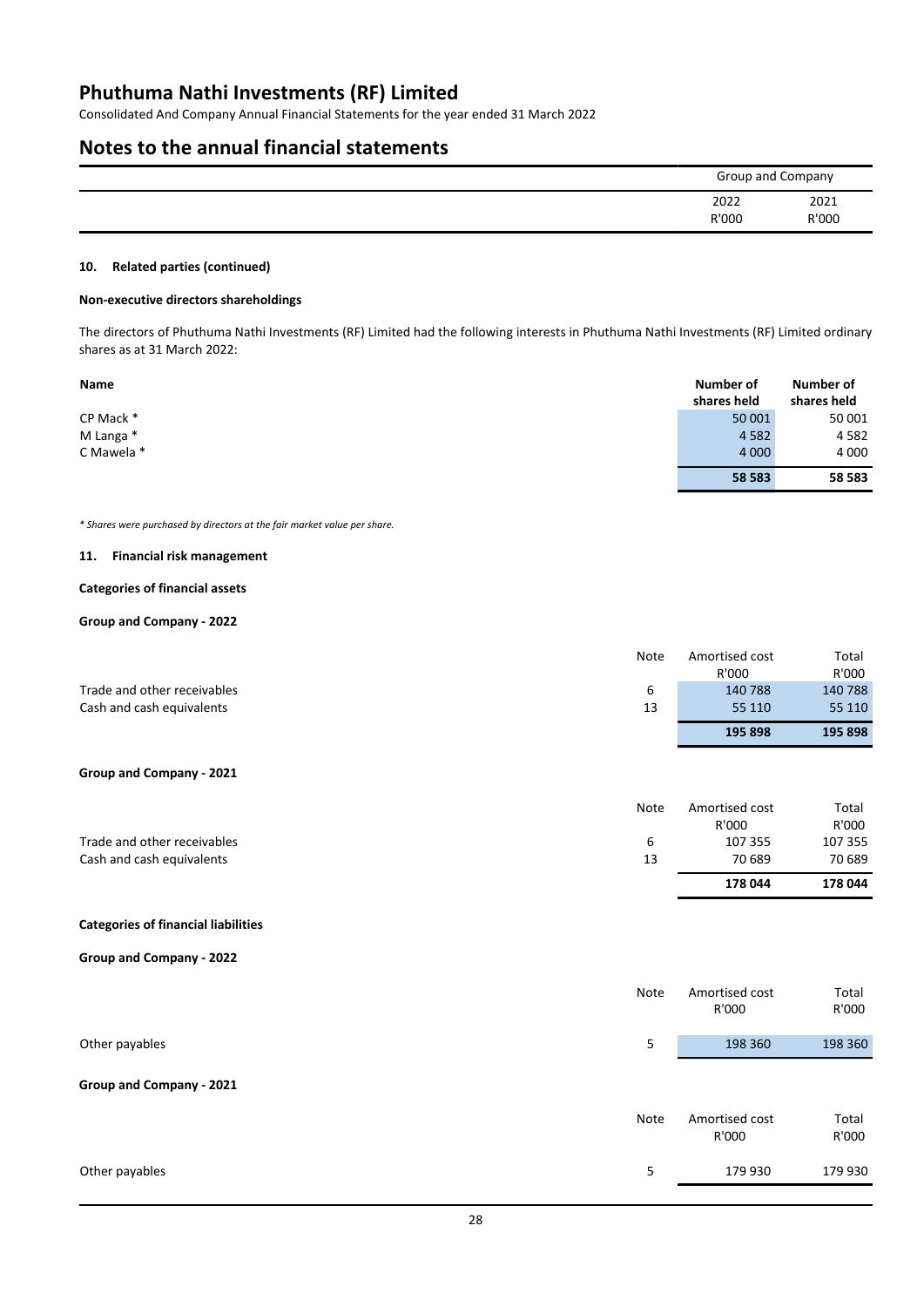# Phuthuma Nathi Investments (RF) Limited

Consolidated And Company Annual Financial Statements for the year ended 31 March 2022

# Notes to the annual financial statements

| | Group and Company | |
|---|---|---|
| | 2022 | 2021 |
| | R'000 | R'000 |

### 10. Related parties (continued)

**Non-executive directors shareholdings**

The directors of Phuthuma Nathi Investments (RF) Limited had the following interests in Phuthuma Nathi Investments (RF) Limited ordinary shares as at 31 March 2022:

| Name | Number of shares held | Number of shares held |
|---|---|---|
| CP Mack * | 50 001 | 50 001 |
| M Langa * | 4 582 | 4 582 |
| C Mawela * | 4 000 | 4 000 |
| | **58 583** | **58 583** |

*\* Shares were purchased by directors at the fair market value per share.*

### 11. Financial risk management

**Categories of financial assets**

**Group and Company - 2022**

| | Note | Amortised cost R'000 | Total R'000 |
|---|---|---|---|
| Trade and other receivables | 6 | 140 788 | 140 788 |
| Cash and cash equivalents | 13 | 55 110 | 55 110 |
| | | **195 898** | **195 898** |

**Group and Company - 2021**

| | Note | Amortised cost R'000 | Total R'000 |
|---|---|---|---|
| Trade and other receivables | 6 | 107 355 | 107 355 |
| Cash and cash equivalents | 13 | 70 689 | 70 689 |
| | | **178 044** | **178 044** |

**Categories of financial liabilities**

**Group and Company - 2022**

| | Note | Amortised cost R'000 | Total R'000 |
|---|---|---|---|
| Other payables | 5 | 198 360 | 198 360 |

**Group and Company - 2021**

| | Note | Amortised cost R'000 | Total R'000 |
|---|---|---|---|
| Other payables | 5 | 179 930 | 179 930 |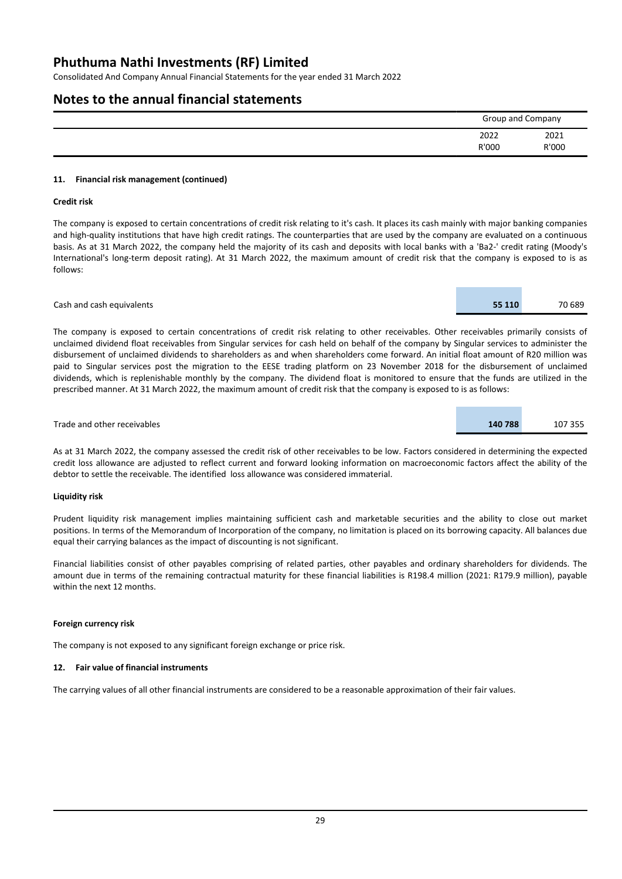# Phuthuma Nathi Investments (RF) Limited

Consolidated And Company Annual Financial Statements for the year ended 31 March 2022

## Notes to the annual financial statements

| | Group and Company | |
|---|---|---|
| | 2022 | 2021 |
| | R'000 | R'000 |

### 11. Financial risk management (continued)

**Credit risk**

The company is exposed to certain concentrations of credit risk relating to it's cash. It places its cash mainly with major banking companies and high-quality institutions that have high credit ratings. The counterparties that are used by the company are evaluated on a continuous basis. As at 31 March 2022, the company held the majority of its cash and deposits with local banks with a 'Ba2-' credit rating (Moody's International's long-term deposit rating). At 31 March 2022, the maximum amount of credit risk that the company is exposed to is as follows:

| | 2022 R'000 | 2021 R'000 |
|---|---|---|
| Cash and cash equivalents | **55 110** | 70 689 |

The company is exposed to certain concentrations of credit risk relating to other receivables. Other receivables primarily consists of unclaimed dividend float receivables from Singular services for cash held on behalf of the company by Singular services to administer the disbursement of unclaimed dividends to shareholders as and when shareholders come forward. An initial float amount of R20 million was paid to Singular services post the migration to the EESE trading platform on 23 November 2018 for the disbursement of unclaimed dividends, which is replenishable monthly by the company. The dividend float is monitored to ensure that the funds are utilized in the prescribed manner. At 31 March 2022, the maximum amount of credit risk that the company is exposed to is as follows:

| | 2022 R'000 | 2021 R'000 |
|---|---|---|
| Trade and other receivables | **140 788** | 107 355 |

As at 31 March 2022, the company assessed the credit risk of other receivables to be low. Factors considered in determining the expected credit loss allowance are adjusted to reflect current and forward looking information on macroeconomic factors affect the ability of the debtor to settle the receivable. The identified loss allowance was considered immaterial.

**Liquidity risk**

Prudent liquidity risk management implies maintaining sufficient cash and marketable securities and the ability to close out market positions. In terms of the Memorandum of Incorporation of the company, no limitation is placed on its borrowing capacity. All balances due equal their carrying balances as the impact of discounting is not significant.

Financial liabilities consist of other payables comprising of related parties, other payables and ordinary shareholders for dividends. The amount due in terms of the remaining contractual maturity for these financial liabilities is R198.4 million (2021: R179.9 million), payable within the next 12 months.

**Foreign currency risk**

The company is not exposed to any significant foreign exchange or price risk.

### 12. Fair value of financial instruments

The carrying values of all other financial instruments are considered to be a reasonable approximation of their fair values.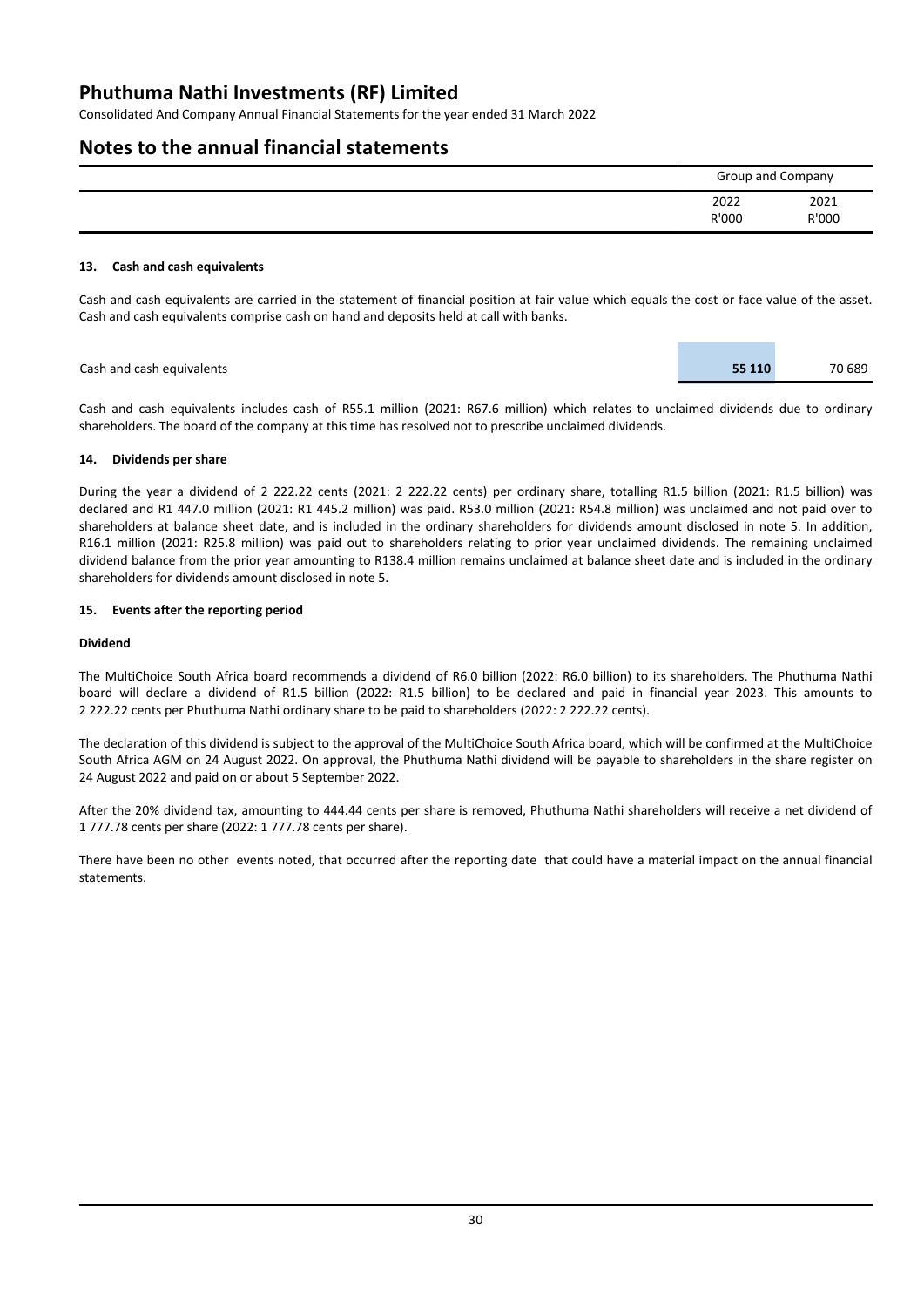# Phuthuma Nathi Investments (RF) Limited

Consolidated And Company Annual Financial Statements for the year ended 31 March 2022

## Notes to the annual financial statements

| | Group and Company | |
|---|---|---|
| | 2022 | 2021 |
| | R'000 | R'000 |

### 13. Cash and cash equivalents

Cash and cash equivalents are carried in the statement of financial position at fair value which equals the cost or face value of the asset. Cash and cash equivalents comprise cash on hand and deposits held at call with banks.

| | 2022 | 2021 |
|---|---|---|
| Cash and cash equivalents | **55 110** | 70 689 |

Cash and cash equivalents includes cash of R55.1 million (2021: R67.6 million) which relates to unclaimed dividends due to ordinary shareholders. The board of the company at this time has resolved not to prescribe unclaimed dividends.

### 14. Dividends per share

During the year a dividend of 2 222.22 cents (2021: 2 222.22 cents) per ordinary share, totalling R1.5 billion (2021: R1.5 billion) was declared and R1 447.0 million (2021: R1 445.2 million) was paid. R53.0 million (2021: R54.8 million) was unclaimed and not paid over to shareholders at balance sheet date, and is included in the ordinary shareholders for dividends amount disclosed in note 5. In addition, R16.1 million (2021: R25.8 million) was paid out to shareholders relating to prior year unclaimed dividends. The remaining unclaimed dividend balance from the prior year amounting to R138.4 million remains unclaimed at balance sheet date and is included in the ordinary shareholders for dividends amount disclosed in note 5.

### 15. Events after the reporting period

**Dividend**

The MultiChoice South Africa board recommends a dividend of R6.0 billion (2022: R6.0 billion) to its shareholders. The Phuthuma Nathi board will declare a dividend of R1.5 billion (2022: R1.5 billion) to be declared and paid in financial year 2023. This amounts to 2 222.22 cents per Phuthuma Nathi ordinary share to be paid to shareholders (2022: 2 222.22 cents).

The declaration of this dividend is subject to the approval of the MultiChoice South Africa board, which will be confirmed at the MultiChoice South Africa AGM on 24 August 2022. On approval, the Phuthuma Nathi dividend will be payable to shareholders in the share register on 24 August 2022 and paid on or about 5 September 2022.

After the 20% dividend tax, amounting to 444.44 cents per share is removed, Phuthuma Nathi shareholders will receive a net dividend of 1 777.78 cents per share (2022: 1 777.78 cents per share).

There have been no other events noted, that occurred after the reporting date that could have a material impact on the annual financial statements.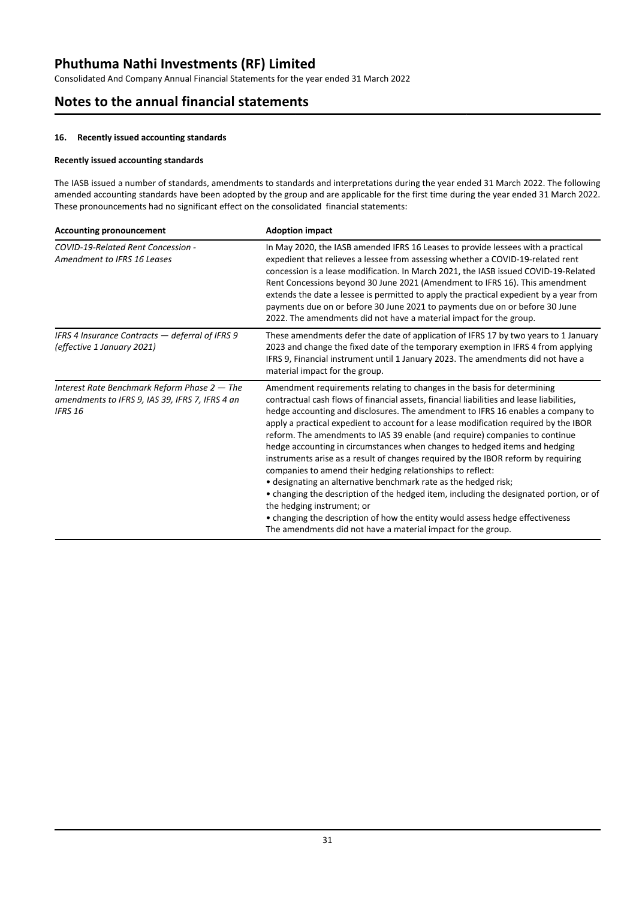# Phuthuma Nathi Investments (RF) Limited

Consolidated And Company Annual Financial Statements for the year ended 31 March 2022

## Notes to the annual financial statements

### 16. Recently issued accounting standards

#### Recently issued accounting standards

The IASB issued a number of standards, amendments to standards and interpretations during the year ended 31 March 2022. The following amended accounting standards have been adopted by the group and are applicable for the first time during the year ended 31 March 2022. These pronouncements had no significant effect on the consolidated financial statements:

| Accounting pronouncement | Adoption impact |
|---|---|
| *COVID-19-Related Rent Concession - Amendment to IFRS 16 Leases* | In May 2020, the IASB amended IFRS 16 Leases to provide lessees with a practical expedient that relieves a lessee from assessing whether a COVID-19-related rent concession is a lease modification. In March 2021, the IASB issued COVID-19-Related Rent Concessions beyond 30 June 2021 (Amendment to IFRS 16). This amendment extends the date a lessee is permitted to apply the practical expedient by a year from payments due on or before 30 June 2021 to payments due on or before 30 June 2022. The amendments did not have a material impact for the group. |
| *IFRS 4 Insurance Contracts — deferral of IFRS 9 (effective 1 January 2021)* | These amendments defer the date of application of IFRS 17 by two years to 1 January 2023 and change the fixed date of the temporary exemption in IFRS 4 from applying IFRS 9, Financial instrument until 1 January 2023. The amendments did not have a material impact for the group. |
| *Interest Rate Benchmark Reform Phase 2 — The amendments to IFRS 9, IAS 39, IFRS 7, IFRS 4 an IFRS 16* | Amendment requirements relating to changes in the basis for determining contractual cash flows of financial assets, financial liabilities and lease liabilities, hedge accounting and disclosures. The amendment to IFRS 16 enables a company to apply a practical expedient to account for a lease modification required by the IBOR reform. The amendments to IAS 39 enable (and require) companies to continue hedge accounting in circumstances when changes to hedged items and hedging instruments arise as a result of changes required by the IBOR reform by requiring companies to amend their hedging relationships to reflect:<br>• designating an alternative benchmark rate as the hedged risk;<br>• changing the description of the hedged item, including the designated portion, or of the hedging instrument; or<br>• changing the description of how the entity would assess hedge effectiveness<br>The amendments did not have a material impact for the group. |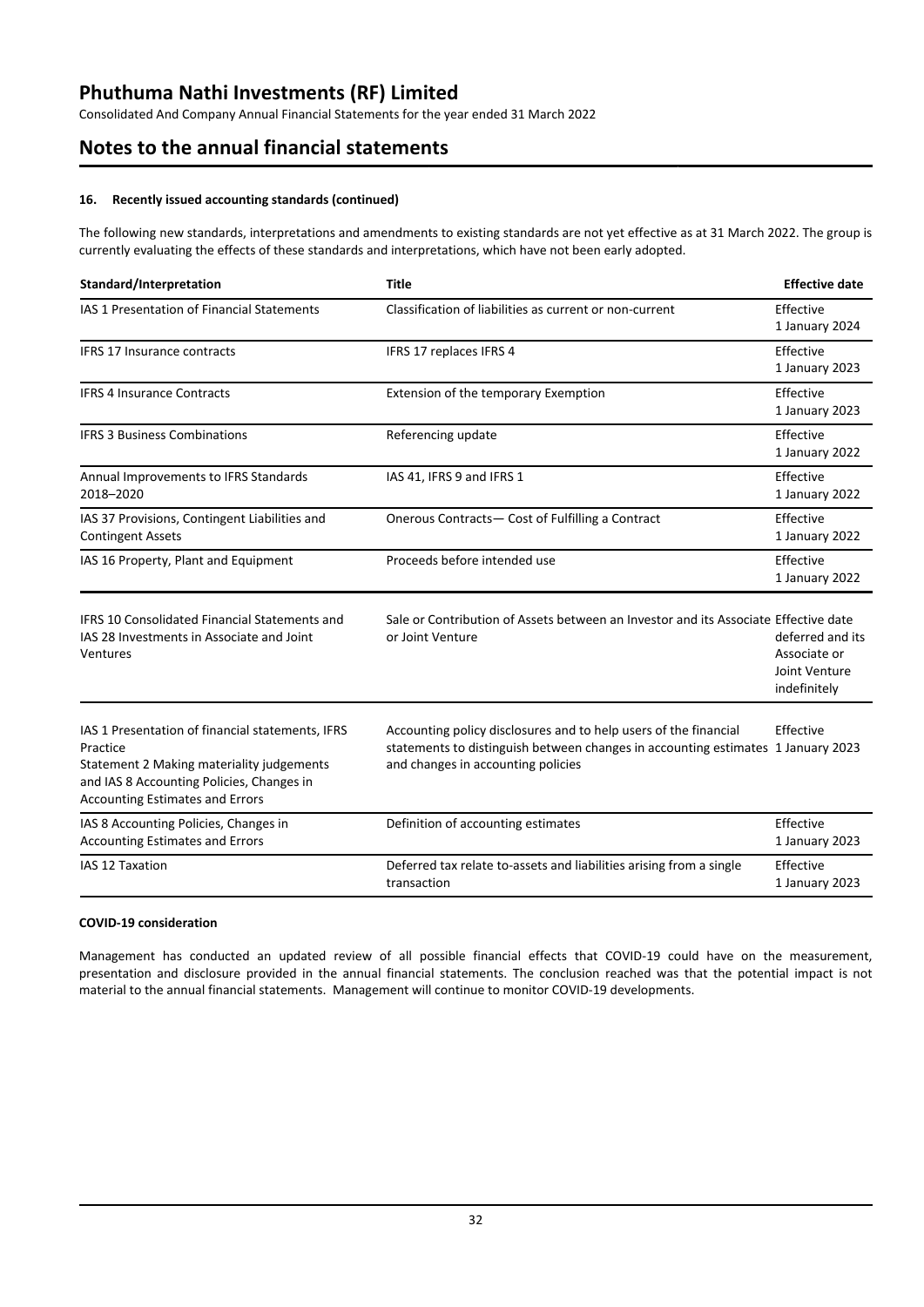# Phuthuma Nathi Investments (RF) Limited

Consolidated And Company Annual Financial Statements for the year ended 31 March 2022

## Notes to the annual financial statements

### 16. Recently issued accounting standards (continued)

The following new standards, interpretations and amendments to existing standards are not yet effective as at 31 March 2022. The group is currently evaluating the effects of these standards and interpretations, which have not been early adopted.

| Standard/Interpretation | Title | Effective date |
|---|---|---|
| IAS 1 Presentation of Financial Statements | Classification of liabilities as current or non-current | Effective 1 January 2024 |
| IFRS 17 Insurance contracts | IFRS 17 replaces IFRS 4 | Effective 1 January 2023 |
| IFRS 4 Insurance Contracts | Extension of the temporary Exemption | Effective 1 January 2023 |
| IFRS 3 Business Combinations | Referencing update | Effective 1 January 2022 |
| Annual Improvements to IFRS Standards 2018–2020 | IAS 41, IFRS 9 and IFRS 1 | Effective 1 January 2022 |
| IAS 37 Provisions, Contingent Liabilities and Contingent Assets | Onerous Contracts— Cost of Fulfilling a Contract | Effective 1 January 2022 |
| IAS 16 Property, Plant and Equipment | Proceeds before intended use | Effective 1 January 2022 |
| IFRS 10 Consolidated Financial Statements and IAS 28 Investments in Associate and Joint Ventures | Sale or Contribution of Assets between an Investor and its Associate or Joint Venture | Effective date deferred and its Associate or Joint Venture indefinitely |
| IAS 1 Presentation of financial statements, IFRS Practice Statement 2 Making materiality judgements and IAS 8 Accounting Policies, Changes in Accounting Estimates and Errors | Accounting policy disclosures and to help users of the financial statements to distinguish between changes in accounting estimates and changes in accounting policies | Effective 1 January 2023 |
| IAS 8 Accounting Policies, Changes in Accounting Estimates and Errors | Definition of accounting estimates | Effective 1 January 2023 |
| IAS 12 Taxation | Deferred tax relate to-assets and liabilities arising from a single transaction | Effective 1 January 2023 |

**COVID-19 consideration**

Management has conducted an updated review of all possible financial effects that COVID-19 could have on the measurement, presentation and disclosure provided in the annual financial statements. The conclusion reached was that the potential impact is not material to the annual financial statements. Management will continue to monitor COVID-19 developments.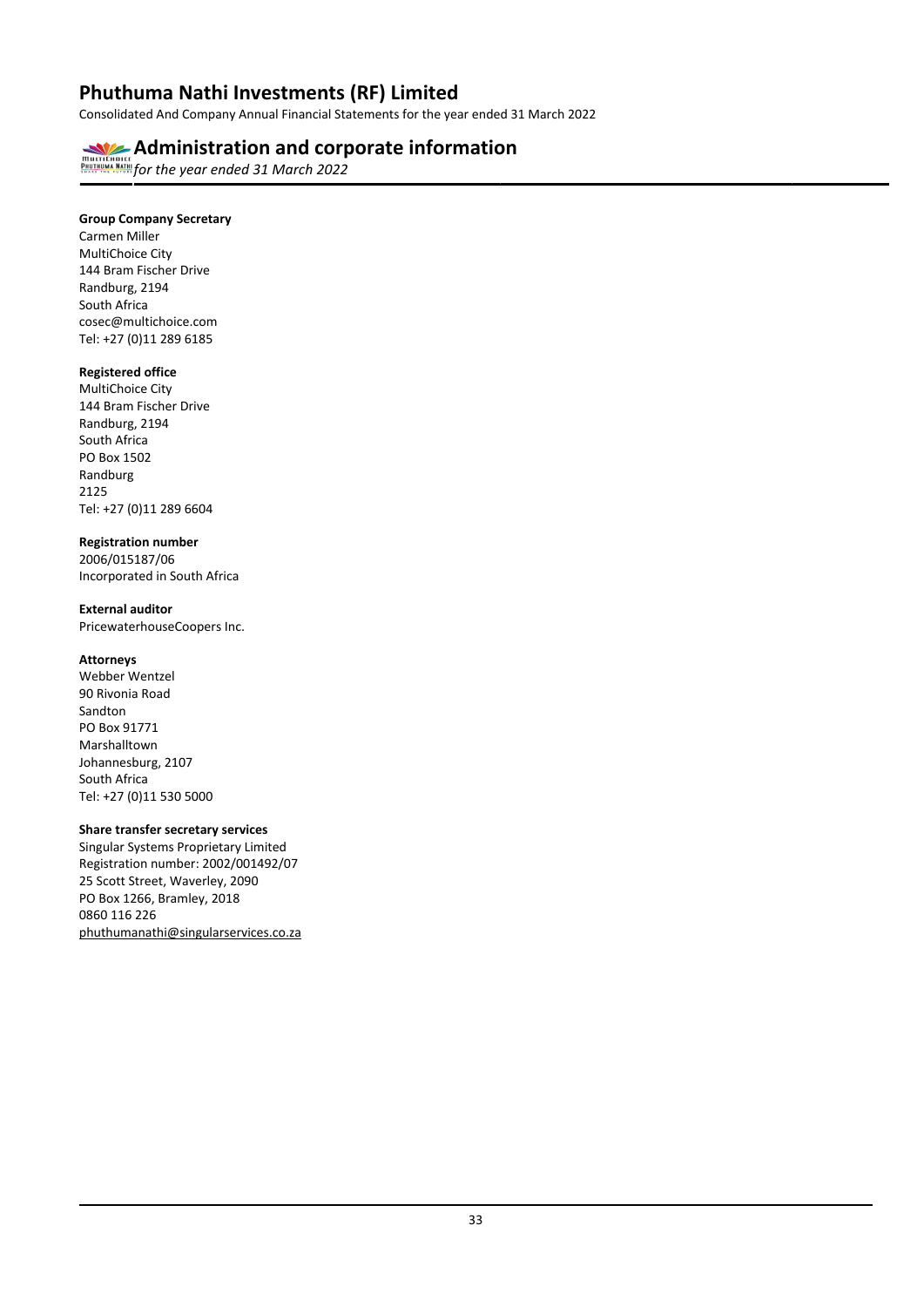# Administration and corporate information

*for the year ended 31 March 2022*

**Group Company Secretary**
Carmen Miller
MultiChoice City
144 Bram Fischer Drive
Randburg, 2194
South Africa
cosec@multichoice.com
Tel: +27 (0)11 289 6185

**Registered office**
MultiChoice City
144 Bram Fischer Drive
Randburg, 2194
South Africa
PO Box 1502
Randburg
2125
Tel: +27 (0)11 289 6604

**Registration number**
2006/015187/06
Incorporated in South Africa

**External auditor**
PricewaterhouseCoopers Inc.

**Attorneys**
Webber Wentzel
90 Rivonia Road
Sandton
PO Box 91771
Marshalltown
Johannesburg, 2107
South Africa
Tel: +27 (0)11 530 5000

**Share transfer secretary services**
Singular Systems Proprietary Limited
Registration number: 2002/001492/07
25 Scott Street, Waverley, 2090
PO Box 1266, Bramley, 2018
0860 116 226
phuthumanathi@singularservices.co.za